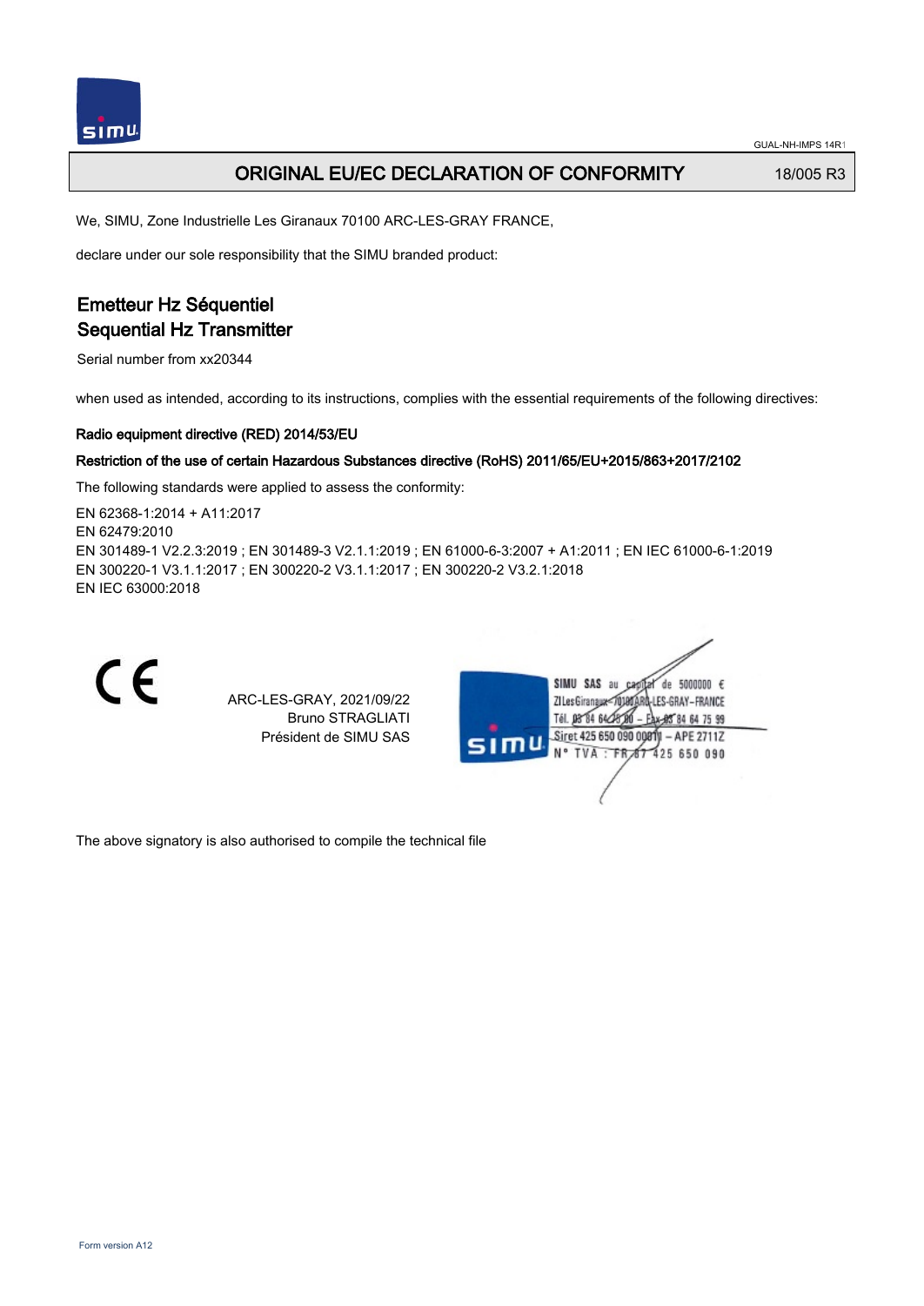# ORIGINAL EU/EC DECLARATION OF CONFORMITY

18/005 R3

We, SIMU, Zone Industrielle Les Giranaux 70100 ARC-LES-GRAY FRANCE,

declare under our sole responsibility that the SIMU branded product:

## Emetteur Hz Séquentiel
## Sequential Hz Transmitter

Serial number from xx20344

when used as intended, according to its instructions, complies with the essential requirements of the following directives:

**Radio equipment directive (RED) 2014/53/EU**

**Restriction of the use of certain Hazardous Substances directive (RoHS) 2011/65/EU+2015/863+2017/2102**

The following standards were applied to assess the conformity:

EN 62368-1:2014 + A11:2017
EN 62479:2010
EN 301489-1 V2.2.3:2019 ; EN 301489-3 V2.1.1:2019 ; EN 61000-6-3:2007 + A1:2011 ; EN IEC 61000-6-1:2019
EN 300220-1 V3.1.1:2017 ; EN 300220-2 V3.1.1:2017 ; EN 300220-2 V3.2.1:2018
EN IEC 63000:2018

CE

ARC-LES-GRAY, 2021/09/22
Bruno STRAGLIATI
Président de SIMU SAS

SIMU SAS au capital de 5000000 €
ZI Les Giranaux 70100 ARC-LES-GRAY-FRANCE
Tél. 03 84 64 75 00 – Fax 03 84 64 75 99
Siret 425 650 090 00011 – APE 2711Z
N° TVA : FR 87 425 650 090

The above signatory is also authorised to compile the technical file

Form version A12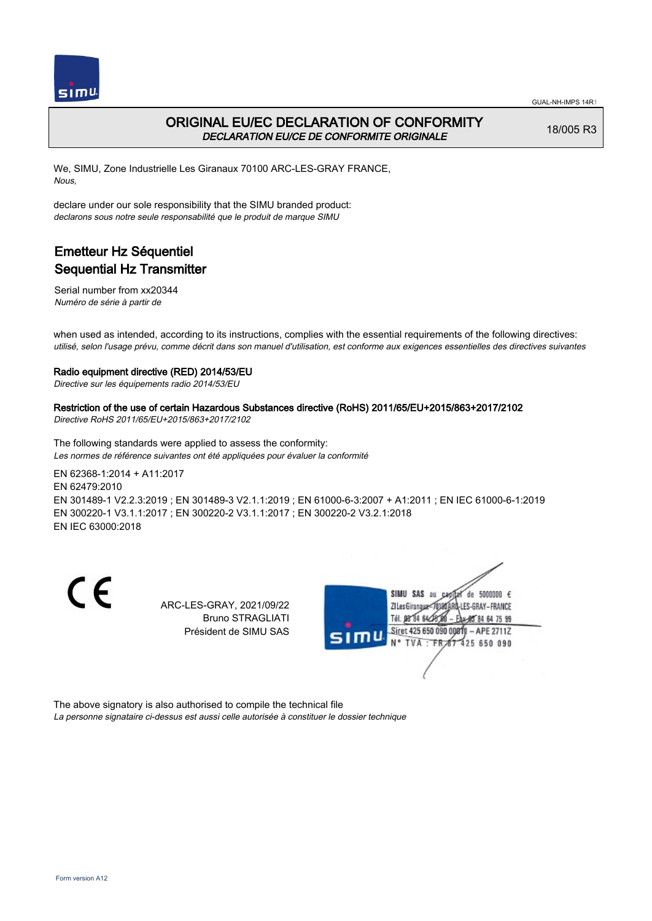# ORIGINAL EU/EC DECLARATION OF CONFORMITY

*DECLARATION EU/CE DE CONFORMITE ORIGINALE*

18/005 R3

We, SIMU, Zone Industrielle Les Giranaux 70100 ARC-LES-GRAY FRANCE,
*Nous,*

declare under our sole responsibility that the SIMU branded product:
*declarons sous notre seule responsabilité que le produit de marque SIMU*

## Emetteur Hz Séquentiel
## Sequential Hz Transmitter

Serial number from xx20344
*Numéro de série à partir de*

when used as intended, according to its instructions, complies with the essential requirements of the following directives:
*utilisé, selon l'usage prévu, comme décrit dans son manuel d'utilisation, est conforme aux exigences essentielles des directives suivantes*

**Radio equipment directive (RED) 2014/53/EU**
*Directive sur les équipements radio 2014/53/EU*

**Restriction of the use of certain Hazardous Substances directive (RoHS) 2011/65/EU+2015/863+2017/2102**
*Directive RoHS 2011/65/EU+2015/863+2017/2102*

The following standards were applied to assess the conformity:
*Les normes de référence suivantes ont été appliquées pour évaluer la conformité*

EN 62368-1:2014 + A11:2017
EN 62479:2010
EN 301489-1 V2.2.3:2019 ; EN 301489-3 V2.1.1:2019 ; EN 61000-6-3:2007 + A1:2011 ; EN IEC 61000-6-1:2019
EN 300220-1 V3.1.1:2017 ; EN 300220-2 V3.1.1:2017 ; EN 300220-2 V3.2.1:2018
EN IEC 63000:2018

CE

ARC-LES-GRAY, 2021/09/22
Bruno STRAGLIATI
Président de SIMU SAS

SIMU SAS au capital de 5000000 €
ZI Les Giranaux 70100 ARC-LES-GRAY-FRANCE
Tél. 03 84 64 75 00 – Fax 03 84 64 75 99
Siret 425 650 090 00011 – APE 2711Z
N° TVA : FR 67 425 650 090

The above signatory is also authorised to compile the technical file
*La personne signataire ci-dessus est aussi celle autorisée à constituer le dossier technique*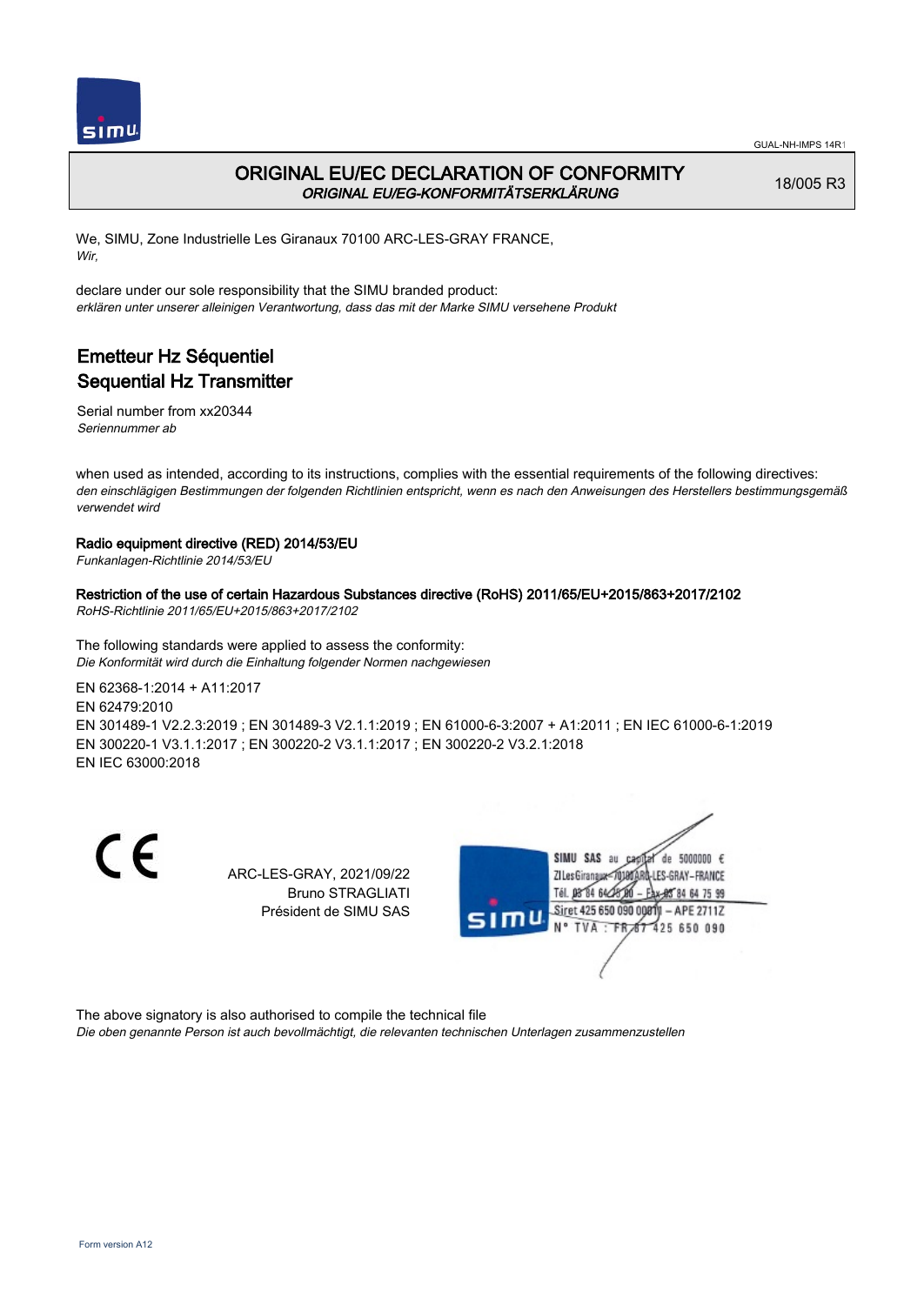# ORIGINAL EU/EC DECLARATION OF CONFORMITY

*ORIGINAL EU/EG-KONFORMITÄTSERKLÄRUNG*

18/005 R3

We, SIMU, Zone Industrielle Les Giranaux 70100 ARC-LES-GRAY FRANCE,
*Wir,*

declare under our sole responsibility that the SIMU branded product:
*erklären unter unserer alleinigen Verantwortung, dass das mit der Marke SIMU versehene Produkt*

## Emetteur Hz Séquentiel
## Sequential Hz Transmitter

Serial number from xx20344
*Seriennummer ab*

when used as intended, according to its instructions, complies with the essential requirements of the following directives:
*den einschlägigen Bestimmungen der folgenden Richtlinien entspricht, wenn es nach den Anweisungen des Herstellers bestimmungsgemäß verwendet wird*

**Radio equipment directive (RED) 2014/53/EU**
*Funkanlagen-Richtlinie 2014/53/EU*

**Restriction of the use of certain Hazardous Substances directive (RoHS) 2011/65/EU+2015/863+2017/2102**
*RoHS-Richtlinie 2011/65/EU+2015/863+2017/2102*

The following standards were applied to assess the conformity:
*Die Konformität wird durch die Einhaltung folgender Normen nachgewiesen*

EN 62368-1:2014 + A11:2017
EN 62479:2010
EN 301489-1 V2.2.3:2019 ; EN 301489-3 V2.1.1:2019 ; EN 61000-6-3:2007 + A1:2011 ; EN IEC 61000-6-1:2019
EN 300220-1 V3.1.1:2017 ; EN 300220-2 V3.1.1:2017 ; EN 300220-2 V3.2.1:2018
EN IEC 63000:2018

ARC-LES-GRAY, 2021/09/22
Bruno STRAGLIATI
Président de SIMU SAS

SIMU SAS au capital de 5000000 €
ZI Les Giranaux 70100 ARC-LES-GRAY–FRANCE
Tél. 03 84 64 75 00 – Fax 03 84 64 75 99
Siret 425 650 090 00011 – APE 2711Z
N° TVA : FR 87 425 650 090

The above signatory is also authorised to compile the technical file
*Die oben genannte Person ist auch bevollmächtigt, die relevanten technischen Unterlagen zusammenzustellen*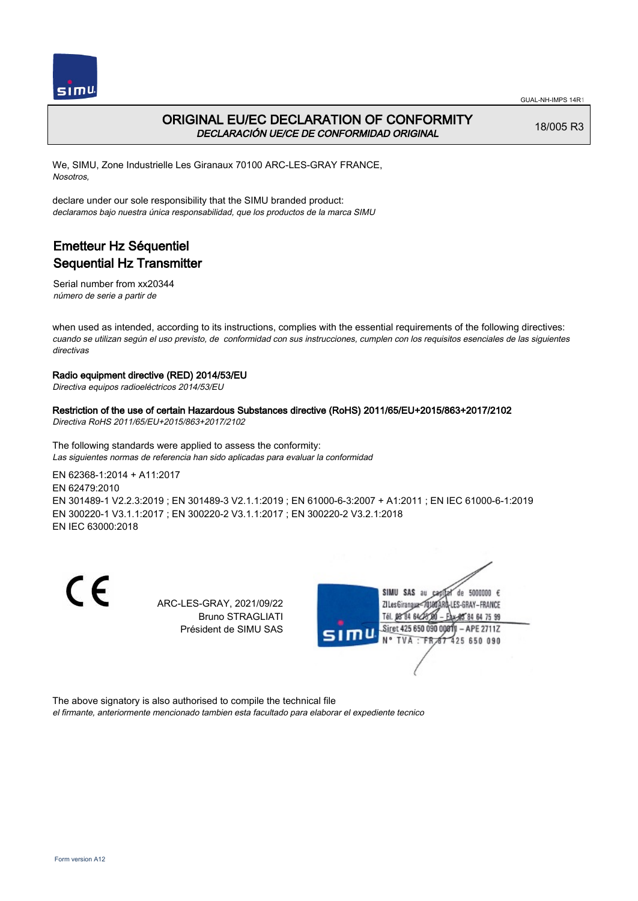# ORIGINAL EU/EC DECLARATION OF CONFORMITY
*DECLARACIÓN UE/CE DE CONFORMIDAD ORIGINAL*

18/005 R3

We, SIMU, Zone Industrielle Les Giranaux 70100 ARC-LES-GRAY FRANCE,
*Nosotros,*

declare under our sole responsibility that the SIMU branded product:
*declaramos bajo nuestra única responsabilidad, que los productos de la marca SIMU*

## Emetteur Hz Séquentiel
## Sequential Hz Transmitter

Serial number from xx20344
*número de serie a partir de*

when used as intended, according to its instructions, complies with the essential requirements of the following directives:
*cuando se utilizan según el uso previsto, de conformidad con sus instrucciones, cumplen con los requisitos esenciales de las siguientes directivas*

**Radio equipment directive (RED) 2014/53/EU**
*Directiva equipos radioeléctricos 2014/53/EU*

**Restriction of the use of certain Hazardous Substances directive (RoHS) 2011/65/EU+2015/863+2017/2102**
*Directiva RoHS 2011/65/EU+2015/863+2017/2102*

The following standards were applied to assess the conformity:
*Las siguientes normas de referencia han sido aplicadas para evaluar la conformidad*

EN 62368-1:2014 + A11:2017
EN 62479:2010
EN 301489-1 V2.2.3:2019 ; EN 301489-3 V2.1.1:2019 ; EN 61000-6-3:2007 + A1:2011 ; EN IEC 61000-6-1:2019
EN 300220-1 V3.1.1:2017 ; EN 300220-2 V3.1.1:2017 ; EN 300220-2 V3.2.1:2018
EN IEC 63000:2018

CE

ARC-LES-GRAY, 2021/09/22
Bruno STRAGLIATI
Président de SIMU SAS

SIMU SAS au capital de 5000000 €
ZI Les Giranaux 70100 ARC-LES-GRAY-FRANCE
Tél. 03 84 64 75 00 – Fax 03 84 64 75 99
Siret 425 650 090 00011 – APE 2711Z
N° TVA : FR87 425 650 090

The above signatory is also authorised to compile the technical file
*el firmante, anteriormente mencionado tambien esta facultado para elaborar el expediente tecnico*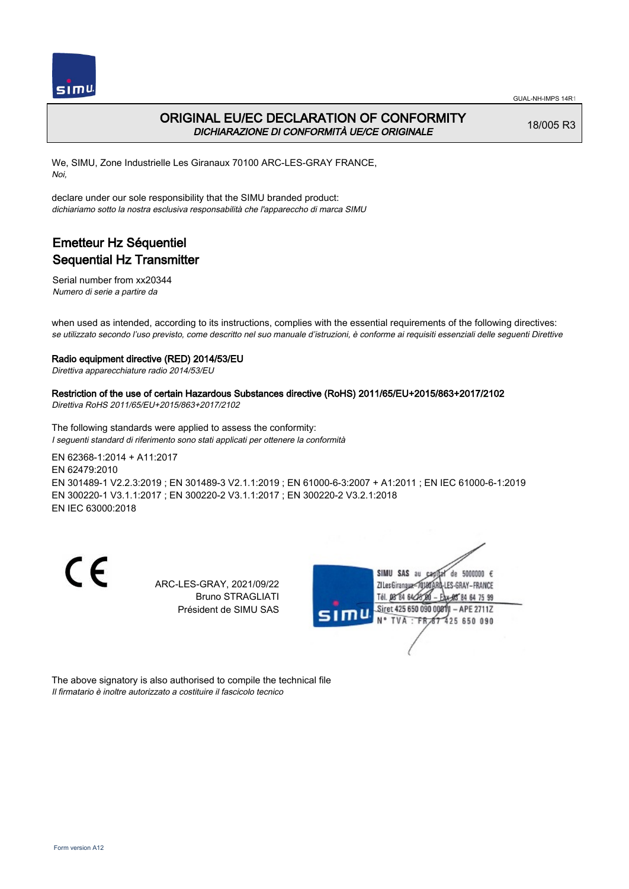# ORIGINAL EU/EC DECLARATION OF CONFORMITY

*DICHIARAZIONE DI CONFORMITÀ UE/CE ORIGINALE*

18/005 R3

We, SIMU, Zone Industrielle Les Giranaux 70100 ARC-LES-GRAY FRANCE,
*Noi,*

declare under our sole responsibility that the SIMU branded product:
*dichiariamo sotto la nostra esclusiva responsabilità che l'apparecchio di marca SIMU*

## Emetteur Hz Séquentiel
## Sequential Hz Transmitter

Serial number from xx20344
*Numero di serie a partire da*

when used as intended, according to its instructions, complies with the essential requirements of the following directives:
*se utilizzato secondo l'uso previsto, come descritto nel suo manuale d'istruzioni, è conforme ai requisiti essenziali delle seguenti Direttive*

**Radio equipment directive (RED) 2014/53/EU**
*Direttiva apparecchiature radio 2014/53/EU*

**Restriction of the use of certain Hazardous Substances directive (RoHS) 2011/65/EU+2015/863+2017/2102**
*Direttiva RoHS 2011/65/EU+2015/863+2017/2102*

The following standards were applied to assess the conformity:
*I seguenti standard di riferimento sono stati applicati per ottenere la conformità*

EN 62368-1:2014 + A11:2017
EN 62479:2010
EN 301489-1 V2.2.3:2019 ; EN 301489-3 V2.1.1:2019 ; EN 61000-6-3:2007 + A1:2011 ; EN IEC 61000-6-1:2019
EN 300220-1 V3.1.1:2017 ; EN 300220-2 V3.1.1:2017 ; EN 300220-2 V3.2.1:2018
EN IEC 63000:2018

ARC-LES-GRAY, 2021/09/22
Bruno STRAGLIATI
Président de SIMU SAS

SIMU SAS au capital de 5000000 €
ZI Les Giranaux 70100 ARC-LES-GRAY-FRANCE
Tél. 03 84 64 75 00 – Fax 03 84 64 75 99
Siret 425 650 090 00011 – APE 2711Z
N° TVA : FR 87 425 650 090

The above signatory is also authorised to compile the technical file
*Il firmatario è inoltre autorizzato a costituire il fascicolo tecnico*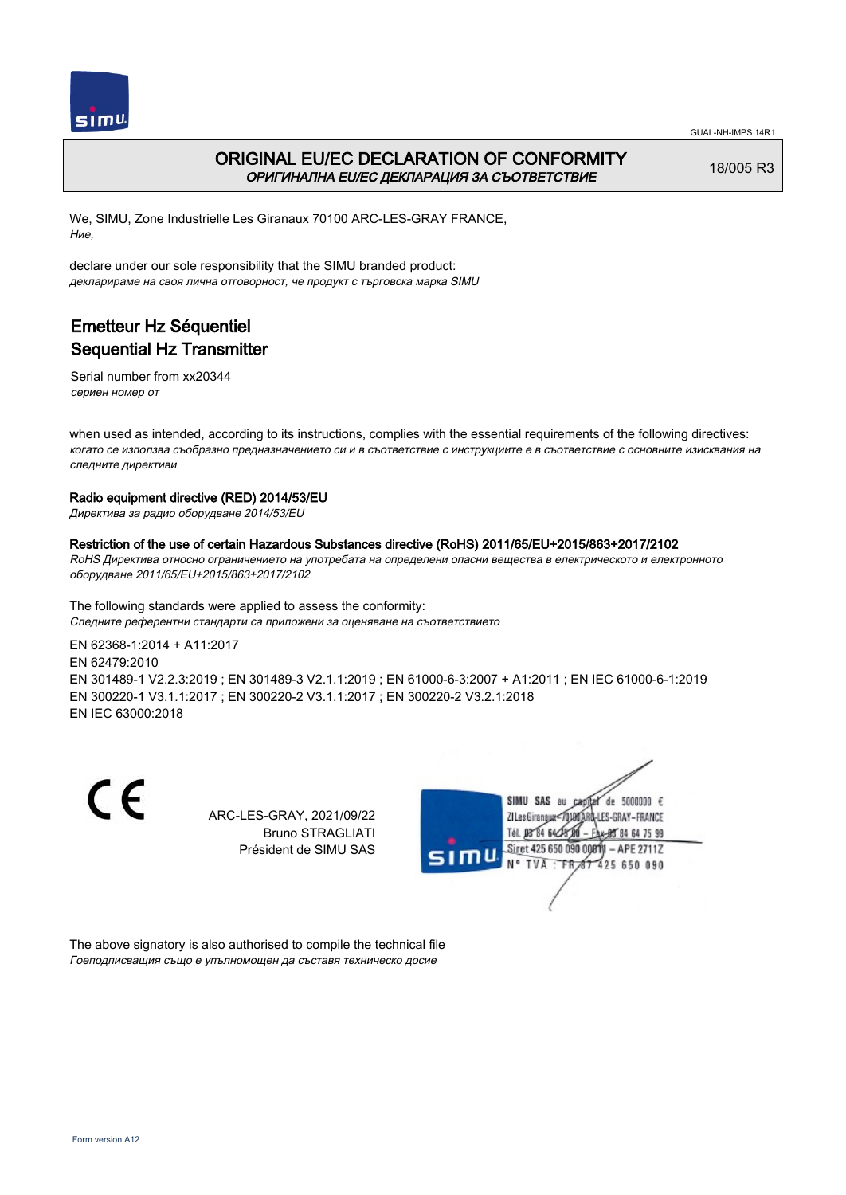# ORIGINAL EU/EC DECLARATION OF CONFORMITY

*ОРИГИНАЛНА EU/EC ДЕКЛАРАЦИЯ ЗА СЪОТВЕТСТВИЕ*

18/005 R3

We, SIMU, Zone Industrielle Les Giranaux 70100 ARC-LES-GRAY FRANCE,
*Ние,*

declare under our sole responsibility that the SIMU branded product:
*декларираме на своя лична отговорност, че продукт с търговска марка SIMU*

## Emetteur Hz Séquentiel
## Sequential Hz Transmitter

Serial number from xx20344
*сериен номер от*

when used as intended, according to its instructions, complies with the essential requirements of the following directives:
*когато се използва съобразно предназначението си и в съответствие с инструкциите е в съответствие с основните изисквания на следните директиви*

**Radio equipment directive (RED) 2014/53/EU**
*Директива за радио оборудване 2014/53/EU*

**Restriction of the use of certain Hazardous Substances directive (RoHS) 2011/65/EU+2015/863+2017/2102**
*RoHS Директива относно ограничението на употребата на определени опасни вещества в електрическото и електронното оборудване 2011/65/EU+2015/863+2017/2102*

The following standards were applied to assess the conformity:
*Следните референтни стандарти са приложени за оценяване на съответствието*

EN 62368-1:2014 + A11:2017
EN 62479:2010
EN 301489-1 V2.2.3:2019 ; EN 301489-3 V2.1.1:2019 ; EN 61000-6-3:2007 + A1:2011 ; EN IEC 61000-6-1:2019
EN 300220-1 V3.1.1:2017 ; EN 300220-2 V3.1.1:2017 ; EN 300220-2 V3.2.1:2018
EN IEC 63000:2018

CE

ARC-LES-GRAY, 2021/09/22
Bruno STRAGLIATI
Président de SIMU SAS

SIMU SAS au capital de 5000000 €
ZI Les Giranaux 70100 ARC-LES-GRAY-FRANCE
Tél. 03 84 64 75 00 – Fax 03 84 64 75 99
Siret 425 650 090 00011 – APE 2711Z
N° TVA : FR 67 425 650 090

The above signatory is also authorised to compile the technical file
*Гоеподписващия също е упълномощен да съставя техническо досие*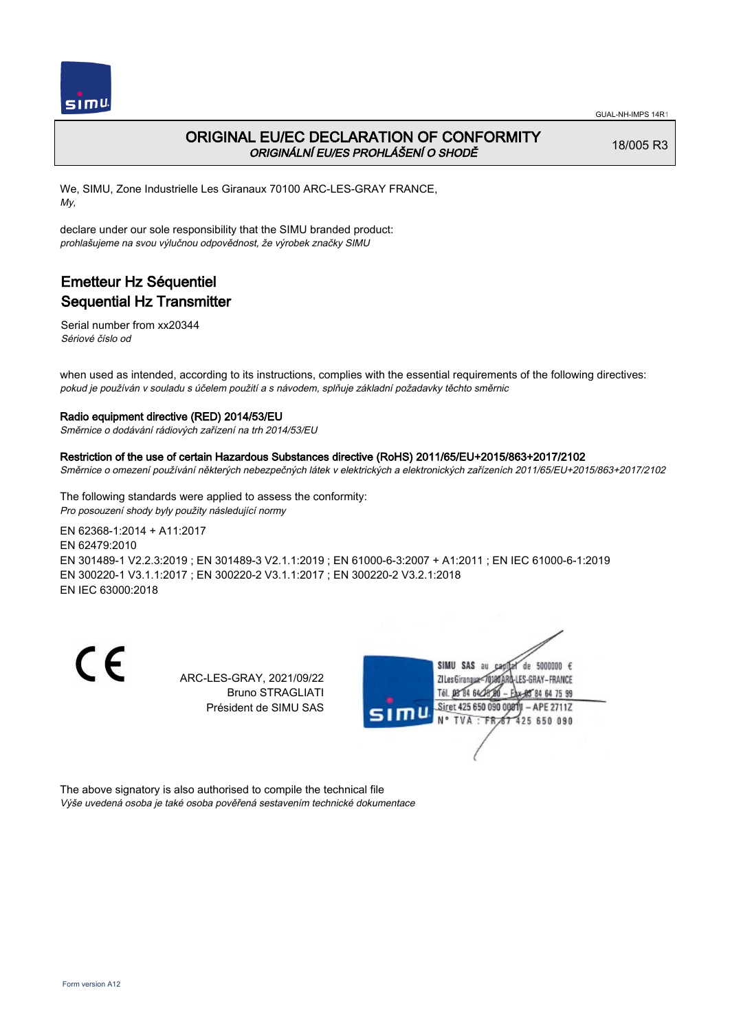GUAL-NH-IMPS 14R1

# ORIGINAL EU/EC DECLARATION OF CONFORMITY
*ORIGINÁLNÍ EU/ES PROHLÁŠENÍ O SHODĚ*

18/005 R3

We, SIMU, Zone Industrielle Les Giranaux 70100 ARC-LES-GRAY FRANCE,
*My,*

declare under our sole responsibility that the SIMU branded product:
*prohlašujeme na svou výlučnou odpovědnost, že výrobek značky SIMU*

## Emetteur Hz Séquentiel
## Sequential Hz Transmitter

Serial number from xx20344
*Sériové číslo od*

when used as intended, according to its instructions, complies with the essential requirements of the following directives:
*pokud je používán v souladu s účelem použití a s návodem, splňuje základní požadavky těchto směrnic*

**Radio equipment directive (RED) 2014/53/EU**
*Směrnice o dodávání rádiových zařízení na trh 2014/53/EU*

**Restriction of the use of certain Hazardous Substances directive (RoHS) 2011/65/EU+2015/863+2017/2102**
*Směrnice o omezení používání některých nebezpečných látek v elektrických a elektronických zařízeních 2011/65/EU+2015/863+2017/2102*

The following standards were applied to assess the conformity:
*Pro posouzení shody byly použity následující normy*

EN 62368-1:2014 + A11:2017
EN 62479:2010
EN 301489-1 V2.2.3:2019 ; EN 301489-3 V2.1.1:2019 ; EN 61000-6-3:2007 + A1:2011 ; EN IEC 61000-6-1:2019
EN 300220-1 V3.1.1:2017 ; EN 300220-2 V3.1.1:2017 ; EN 300220-2 V3.2.1:2018
EN IEC 63000:2018

ARC-LES-GRAY, 2021/09/22
Bruno STRAGLIATI
Président de SIMU SAS

SIMU SAS au capital de 5000000 €
ZI Les Giranaux 70100 ARC-LES-GRAY-FRANCE
Tél. 03 84 64 75 00 – Fax 03 84 64 75 99
Siret 425 650 090 00011 – APE 2711Z
N° TVA : FR 87 425 650 090

The above signatory is also authorised to compile the technical file
*Výše uvedená osoba je také osoba pověřená sestavením technické dokumentace*

Form version A12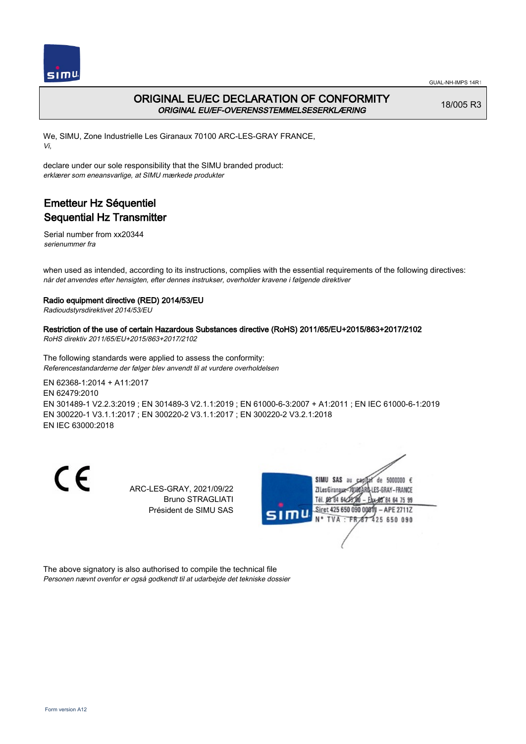# ORIGINAL EU/EC DECLARATION OF CONFORMITY
*ORIGINAL EU/EF-OVERENSSTEMMELSESERKLÆRING*

18/005 R3

We, SIMU, Zone Industrielle Les Giranaux 70100 ARC-LES-GRAY FRANCE,
*Vi,*

declare under our sole responsibility that the SIMU branded product:
*erklærer som eneansvarlige, at SIMU mærkede produkter*

## Emetteur Hz Séquentiel
## Sequential Hz Transmitter

Serial number from xx20344
*serienummer fra*

when used as intended, according to its instructions, complies with the essential requirements of the following directives:
*når det anvendes efter hensigten, efter dennes instrukser, overholder kravene i følgende direktiver*

**Radio equipment directive (RED) 2014/53/EU**
*Radioudstyrsdirektivet 2014/53/EU*

**Restriction of the use of certain Hazardous Substances directive (RoHS) 2011/65/EU+2015/863+2017/2102**
*RoHS direktiv 2011/65/EU+2015/863+2017/2102*

The following standards were applied to assess the conformity:
*Referencestandarderne der følger blev anvendt til at vurdere overholdelsen*

EN 62368-1:2014 + A11:2017
EN 62479:2010
EN 301489-1 V2.2.3:2019 ; EN 301489-3 V2.1.1:2019 ; EN 61000-6-3:2007 + A1:2011 ; EN IEC 61000-6-1:2019
EN 300220-1 V3.1.1:2017 ; EN 300220-2 V3.1.1:2017 ; EN 300220-2 V3.2.1:2018
EN IEC 63000:2018

ARC-LES-GRAY, 2021/09/22
Bruno STRAGLIATI
Président de SIMU SAS

SIMU SAS au capital de 5000000 €
ZI Les Giranaux 70100 ARC-LES-GRAY-FRANCE
Tél. 03 84 64 75 00 – Fax 03 84 64 75 99
Siret 425 650 090 00011 – APE 2711Z
N° TVA : FR 87 425 650 090

The above signatory is also authorised to compile the technical file
*Personen nævnt ovenfor er også godkendt til at udarbejde det tekniske dossier*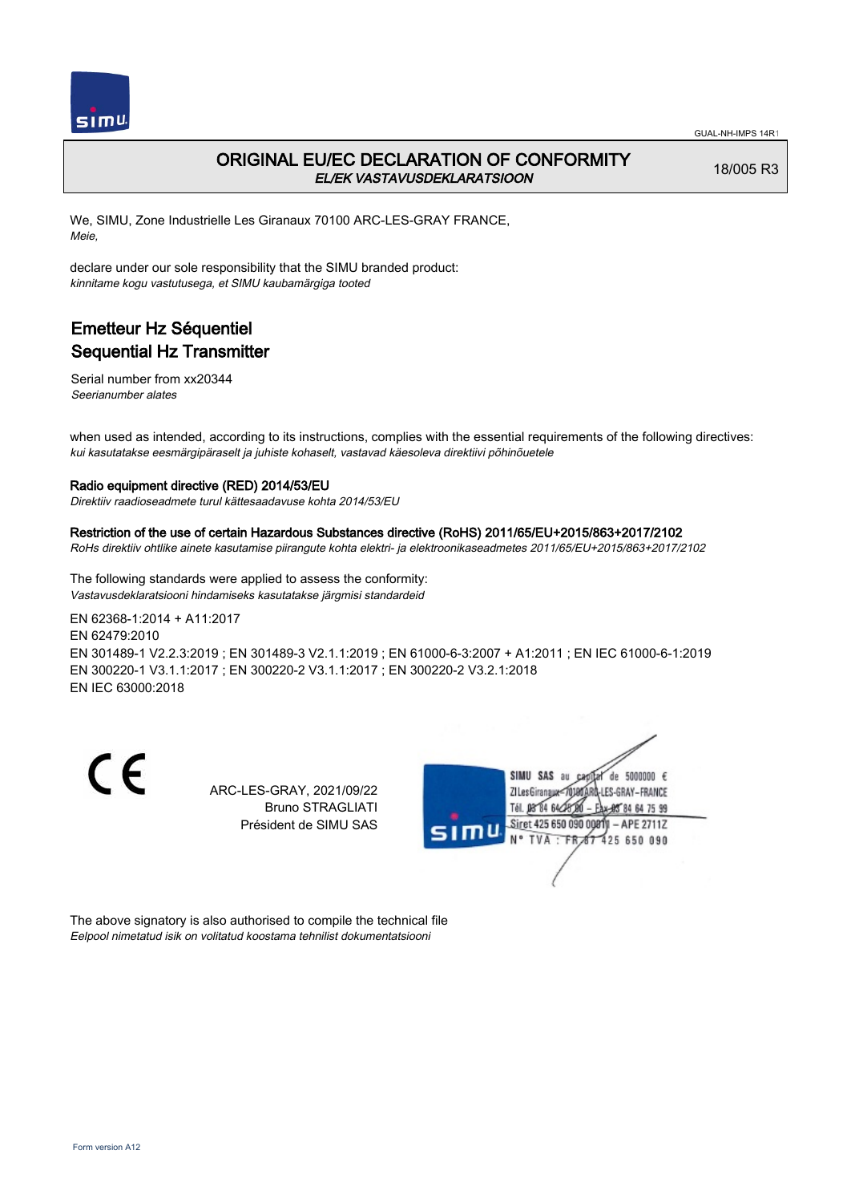GUAL-NH-IMPS 14R1

# ORIGINAL EU/EC DECLARATION OF CONFORMITY
*EL/EK VASTAVUSDEKLARATSIOON*

18/005 R3

We, SIMU, Zone Industrielle Les Giranaux 70100 ARC-LES-GRAY FRANCE,
*Meie,*

declare under our sole responsibility that the SIMU branded product:
*kinnitame kogu vastutusega, et SIMU kaubamärgiga tooted*

## Emetteur Hz Séquentiel
## Sequential Hz Transmitter

Serial number from xx20344
*Seerianumber alates*

when used as intended, according to its instructions, complies with the essential requirements of the following directives:
*kui kasutatakse eesmärgipäraselt ja juhiste kohaselt, vastavad käesoleva direktiivi põhinõuetele*

**Radio equipment directive (RED) 2014/53/EU**
*Direktiiv raadioseadmete turul kättesaadavuse kohta 2014/53/EU*

**Restriction of the use of certain Hazardous Substances directive (RoHS) 2011/65/EU+2015/863+2017/2102**
*RoHs direktiiv ohtlike ainete kasutamise piirangute kohta elektri- ja elektroonikaseadmetes 2011/65/EU+2015/863+2017/2102*

The following standards were applied to assess the conformity:
*Vastavusdeklaratsiooni hindamiseks kasutatakse järgmisi standardeid*

EN 62368-1:2014 + A11:2017
EN 62479:2010
EN 301489-1 V2.2.3:2019 ; EN 301489-3 V2.1.1:2019 ; EN 61000-6-3:2007 + A1:2011 ; EN IEC 61000-6-1:2019
EN 300220-1 V3.1.1:2017 ; EN 300220-2 V3.1.1:2017 ; EN 300220-2 V3.2.1:2018
EN IEC 63000:2018

CE

ARC-LES-GRAY, 2021/09/22
Bruno STRAGLIATI
Président de SIMU SAS

SIMU SAS au capital de 5000000 €
ZI Les Giranaux 70100 ARC-LES-GRAY-FRANCE
Tél. 03 84 64 75 00 – Fax 03 84 64 75 99
Siret 425 650 090 00011 – APE 2711Z
N° TVA : FR 87 425 650 090

The above signatory is also authorised to compile the technical file
*Eelpool nimetatud isik on volitatud koostama tehnilist dokumentatsiooni*

Form version A12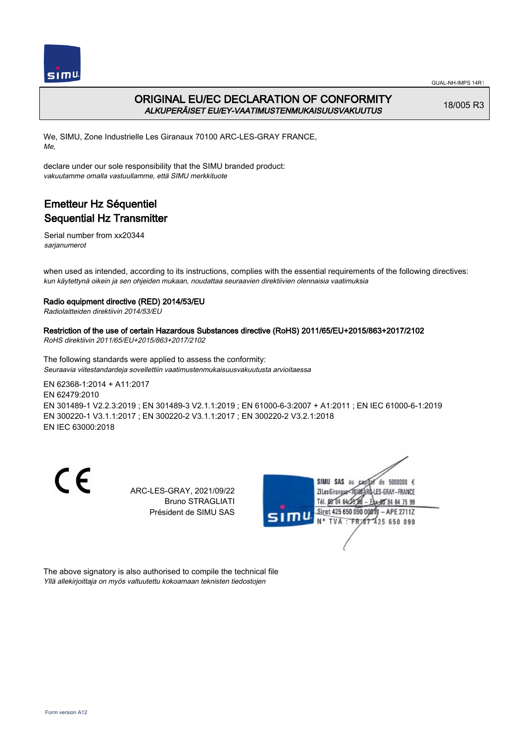# ORIGINAL EU/EC DECLARATION OF CONFORMITY

*ALKUPERÄISET EU/EY-VAATIMUSTENMUKAISUUSVAKUUTUS*

18/005 R3

We, SIMU, Zone Industrielle Les Giranaux 70100 ARC-LES-GRAY FRANCE,
*Me,*

declare under our sole responsibility that the SIMU branded product:
*vakuutamme omalla vastuullamme, että SIMU merkkituote*

## Emetteur Hz Séquentiel
## Sequential Hz Transmitter

Serial number from xx20344
*sarjanumerot*

when used as intended, according to its instructions, complies with the essential requirements of the following directives:
*kun käytettynä oikein ja sen ohjeiden mukaan, noudattaa seuraavien direktiivien olennaisia vaatimuksia*

**Radio equipment directive (RED) 2014/53/EU**
*Radiolaitteiden direktiivin 2014/53/EU*

**Restriction of the use of certain Hazardous Substances directive (RoHS) 2011/65/EU+2015/863+2017/2102**
*RoHS direktiivin 2011/65/EU+2015/863+2017/2102*

The following standards were applied to assess the conformity:
*Seuraavia viitestandardeja sovellettiin vaatimustenmukaisuusvakuutusta arvioitaessa*

EN 62368-1:2014 + A11:2017
EN 62479:2010
EN 301489-1 V2.2.3:2019 ; EN 301489-3 V2.1.1:2019 ; EN 61000-6-3:2007 + A1:2011 ; EN IEC 61000-6-1:2019
EN 300220-1 V3.1.1:2017 ; EN 300220-2 V3.1.1:2017 ; EN 300220-2 V3.2.1:2018
EN IEC 63000:2018

CE

ARC-LES-GRAY, 2021/09/22
Bruno STRAGLIATI
Président de SIMU SAS

SIMU SAS au capital de 5000000 €
ZI Les Giranaux 70100 ARC-LES-GRAY-FRANCE
Tél. 03 84 64 75 00 – Fax 03 84 64 75 99
Siret 425 650 090 00011 – APE 2711Z
N° TVA : FR 87 425 650 090

The above signatory is also authorised to compile the technical file
*Yllä allekirjoittaja on myös valtuutettu kokoamaan teknisten tiedostojen*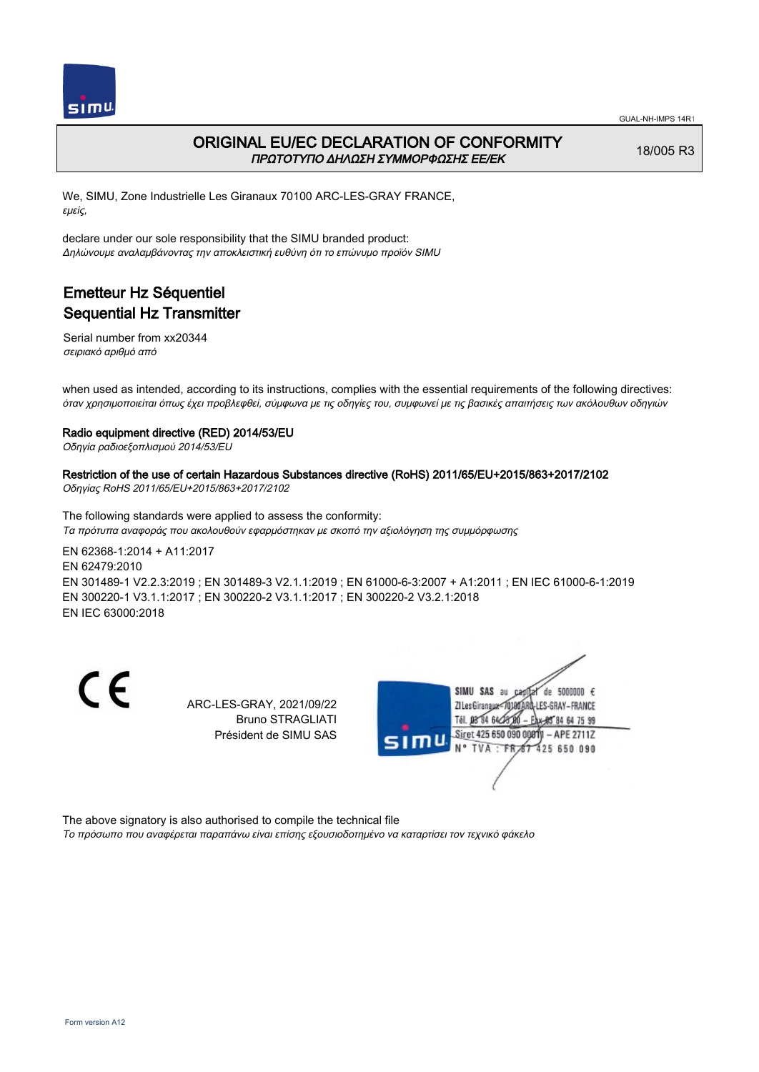GUAL-NH-IMPS 14R1

# ORIGINAL EU/EC DECLARATION OF CONFORMITY
*ΠΡΩΤΟΤΥΠΟ ΔΗΛΩΣΗ ΣΥΜΜΟΡΦΩΣΗΣ ΕΕ/ΕΚ*

18/005 R3

We, SIMU, Zone Industrielle Les Giranaux 70100 ARC-LES-GRAY FRANCE,
*εμείς,*

declare under our sole responsibility that the SIMU branded product:
*Δηλώνουμε αναλαμβάνοντας την αποκλειστική ευθύνη ότι το επώνυμο προϊόν SIMU*

## Emetteur Hz Séquentiel
## Sequential Hz Transmitter

Serial number from xx20344
*σειριακό αριθμό από*

when used as intended, according to its instructions, complies with the essential requirements of the following directives:
*όταν χρησιμοποιείται όπως έχει προβλεφθεί, σύμφωνα με τις οδηγίες του, συμφωνεί με τις βασικές απαιτήσεις των ακόλουθων οδηγιών*

**Radio equipment directive (RED) 2014/53/EU**
*Οδηγία ραδιοεξοπλισμού 2014/53/EU*

**Restriction of the use of certain Hazardous Substances directive (RoHS) 2011/65/EU+2015/863+2017/2102**
*Οδηγίας RoHS 2011/65/EU+2015/863+2017/2102*

The following standards were applied to assess the conformity:
*Τα πρότυπα αναφοράς που ακολουθούν εφαρμόστηκαν με σκοπό την αξιολόγηση της συμμόρφωσης*

EN 62368-1:2014 + A11:2017
EN 62479:2010
EN 301489-1 V2.2.3:2019 ; EN 301489-3 V2.1.1:2019 ; EN 61000-6-3:2007 + A1:2011 ; EN IEC 61000-6-1:2019
EN 300220-1 V3.1.1:2017 ; EN 300220-2 V3.1.1:2017 ; EN 300220-2 V3.2.1:2018
EN IEC 63000:2018

CE

ARC-LES-GRAY, 2021/09/22
Bruno STRAGLIATI
Président de SIMU SAS

SIMU SAS au capital de 5000000 €
ZI Les Giranaux 70100 ARC-LES-GRAY-FRANCE
Tél. 03 84 64 75 00 – Fax 03 84 64 75 99
Siret 425 650 090 00011 – APE 2711Z
N° TVA : FR 87 425 650 090

The above signatory is also authorised to compile the technical file
*Το πρόσωπο που αναφέρεται παραπάνω είναι επίσης εξουσιοδοτημένο να καταρτίσει τον τεχνικό φάκελο*

Form version A12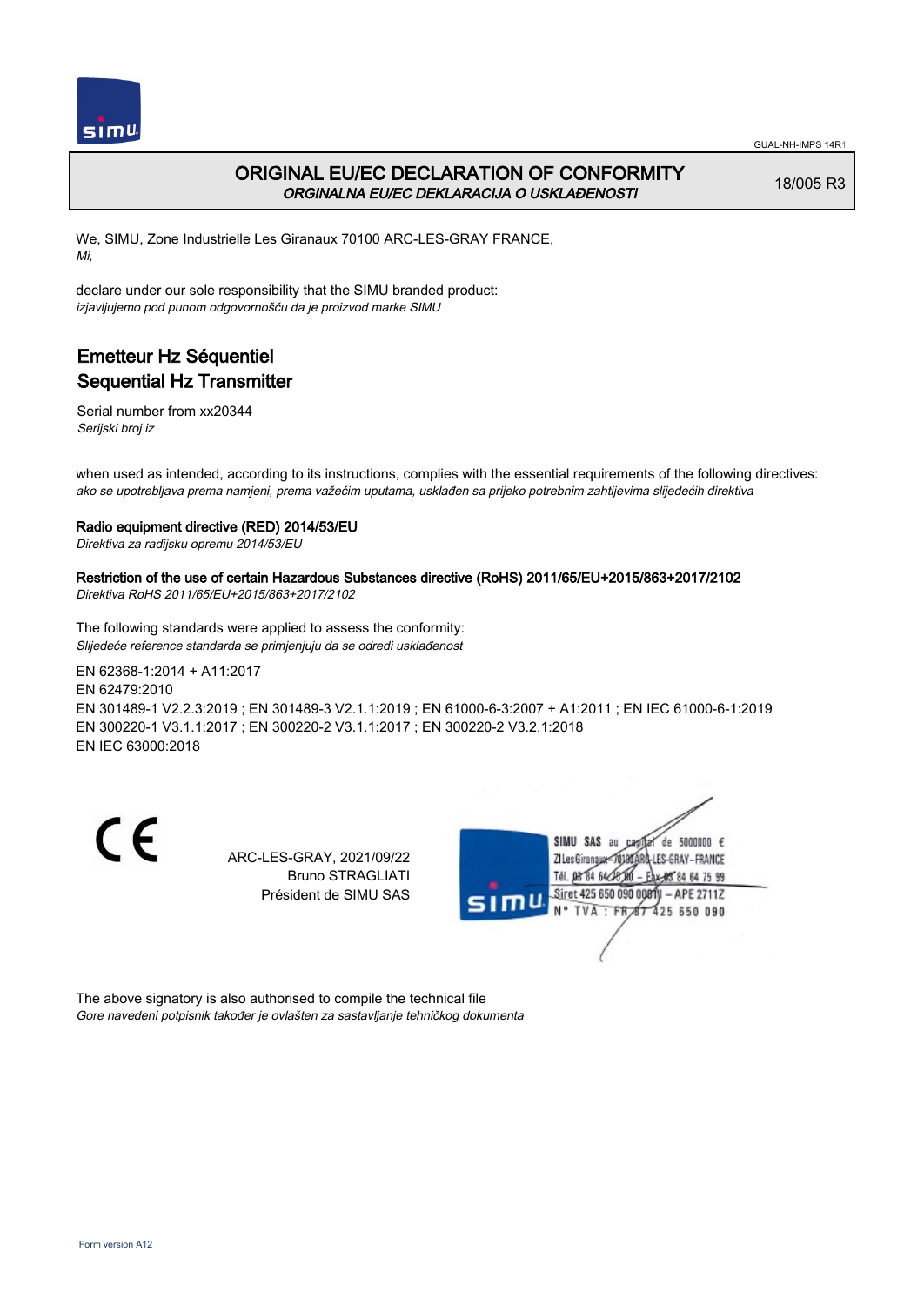# ORIGINAL EU/EC DECLARATION OF CONFORMITY

*ORGINALNA EU/EC DEKLARACIJA O USKLAĐENOSTI*

18/005 R3

We, SIMU, Zone Industrielle Les Giranaux 70100 ARC-LES-GRAY FRANCE,
*Mi,*

declare under our sole responsibility that the SIMU branded product:
*izjavljujemo pod punom odgovornošču da je proizvod marke SIMU*

## Emetteur Hz Séquentiel
## Sequential Hz Transmitter

Serial number from xx20344
*Serijski broj iz*

when used as intended, according to its instructions, complies with the essential requirements of the following directives:
*ako se upotrebljava prema namjeni, prema važećim uputama, usklađen sa prijeko potrebnim zahtijevima slijedećih direktiva*

**Radio equipment directive (RED) 2014/53/EU**
*Direktiva za radijsku opremu 2014/53/EU*

**Restriction of the use of certain Hazardous Substances directive (RoHS) 2011/65/EU+2015/863+2017/2102**
*Direktiva RoHS 2011/65/EU+2015/863+2017/2102*

The following standards were applied to assess the conformity:
*Slijedeće reference standarda se primjenjuju da se odredi usklađenost*

EN 62368-1:2014 + A11:2017
EN 62479:2010
EN 301489-1 V2.2.3:2019 ; EN 301489-3 V2.1.1:2019 ; EN 61000-6-3:2007 + A1:2011 ; EN IEC 61000-6-1:2019
EN 300220-1 V3.1.1:2017 ; EN 300220-2 V3.1.1:2017 ; EN 300220-2 V3.2.1:2018
EN IEC 63000:2018

CE

ARC-LES-GRAY, 2021/09/22
Bruno STRAGLIATI
Président de SIMU SAS

SIMU SAS au capital de 5000000 €
ZI Les Giranaux 70100 ARC-LES-GRAY-FRANCE
Tél. 03 84 64 75 00 – Fax 03 84 64 75 99
Siret 425 650 090 00011 – APE 2711Z
N° TVA : FR 87 425 650 090

The above signatory is also authorised to compile the technical file
*Gore navedeni potpisnik također je ovlašten za sastavljanje tehničkog dokumenta*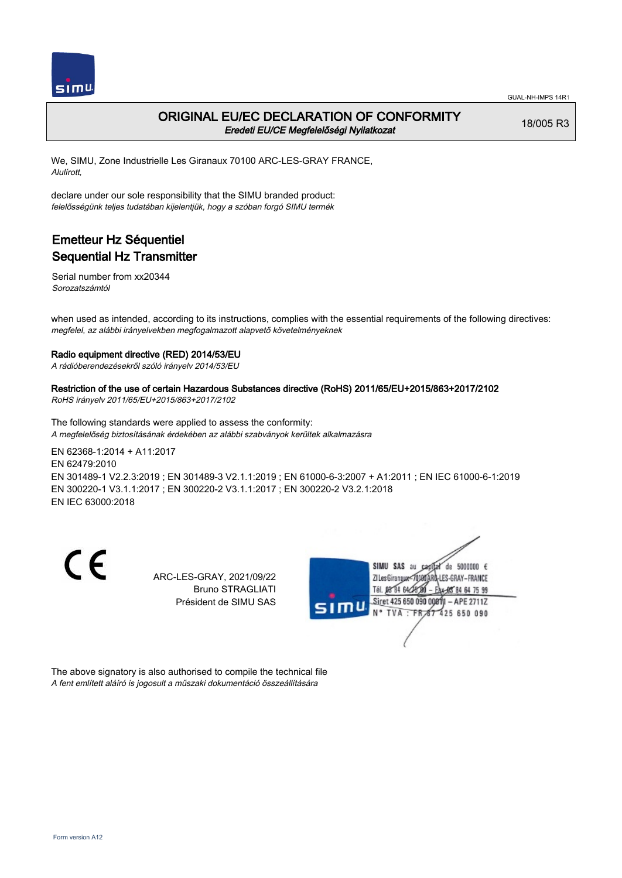GUAL-NH-IMPS 14R1

# ORIGINAL EU/EC DECLARATION OF CONFORMITY
*Eredeti EU/CE Megfelelőségi Nyilatkozat*

18/005 R3

We, SIMU, Zone Industrielle Les Giranaux 70100 ARC-LES-GRAY FRANCE,
*Alulírott,*

declare under our sole responsibility that the SIMU branded product:
*felelősségünk teljes tudatában kijelentjük, hogy a szóban forgó SIMU termék*

## Emetteur Hz Séquentiel
## Sequential Hz Transmitter

Serial number from xx20344
*Sorozatszámtól*

when used as intended, according to its instructions, complies with the essential requirements of the following directives:
*megfelel, az alábbi irányelvekben megfogalmazott alapvető követelményeknek*

**Radio equipment directive (RED) 2014/53/EU**
*A rádióberendezésekről szóló irányelv 2014/53/EU*

**Restriction of the use of certain Hazardous Substances directive (RoHS) 2011/65/EU+2015/863+2017/2102**
*RoHS irányelv 2011/65/EU+2015/863+2017/2102*

The following standards were applied to assess the conformity:
*A megfelelőség biztosításának érdekében az alábbi szabványok kerültek alkalmazásra*

EN 62368-1:2014 + A11:2017
EN 62479:2010
EN 301489-1 V2.2.3:2019 ; EN 301489-3 V2.1.1:2019 ; EN 61000-6-3:2007 + A1:2011 ; EN IEC 61000-6-1:2019
EN 300220-1 V3.1.1:2017 ; EN 300220-2 V3.1.1:2017 ; EN 300220-2 V3.2.1:2018
EN IEC 63000:2018

CE

ARC-LES-GRAY, 2021/09/22
Bruno STRAGLIATI
Président de SIMU SAS

SIMU SAS au capital de 5000000 €
ZI Les Giranaux 70100 ARC-LES-GRAY-FRANCE
Tél. 03 84 64 75 00 – Fax 03 84 64 75 99
Siret 425 650 090 00011 – APE 2711Z
N° TVA : FR 87 425 650 090

The above signatory is also authorised to compile the technical file
*A fent említett aláíró is jogosult a műszaki dokumentáció összeállítására*

Form version A12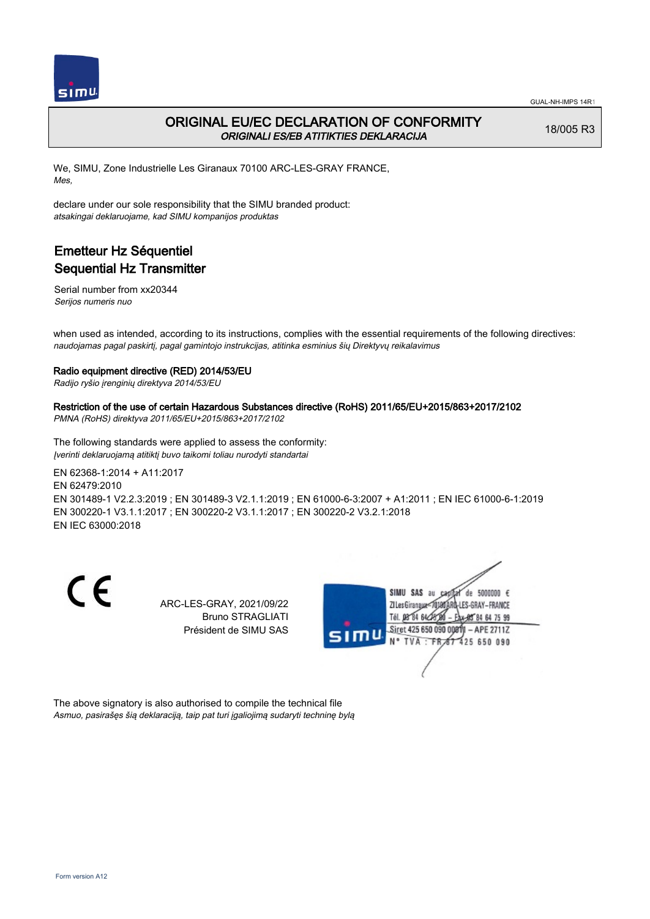# ORIGINAL EU/EC DECLARATION OF CONFORMITY
*ORIGINALI ES/EB ATITIKTIES DEKLARACIJA*

18/005 R3

We, SIMU, Zone Industrielle Les Giranaux 70100 ARC-LES-GRAY FRANCE,
*Mes,*

declare under our sole responsibility that the SIMU branded product:
*atsakingai deklaruojame, kad SIMU kompanijos produktas*

## Emetteur Hz Séquentiel
## Sequential Hz Transmitter

Serial number from xx20344
*Serijos numeris nuo*

when used as intended, according to its instructions, complies with the essential requirements of the following directives:
*naudojamas pagal paskirtį, pagal gamintojo instrukcijas, atitinka esminius šių Direktyvų reikalavimus*

**Radio equipment directive (RED) 2014/53/EU**
*Radijo ryšio įrenginių direktyva 2014/53/EU*

**Restriction of the use of certain Hazardous Substances directive (RoHS) 2011/65/EU+2015/863+2017/2102**
*PMNA (RoHS) direktyva 2011/65/EU+2015/863+2017/2102*

The following standards were applied to assess the conformity:
*Įverinti deklaruojamą atitiktį buvo taikomi toliau nurodyti standartai*

EN 62368-1:2014 + A11:2017
EN 62479:2010
EN 301489-1 V2.2.3:2019 ; EN 301489-3 V2.1.1:2019 ; EN 61000-6-3:2007 + A1:2011 ; EN IEC 61000-6-1:2019
EN 300220-1 V3.1.1:2017 ; EN 300220-2 V3.1.1:2017 ; EN 300220-2 V3.2.1:2018
EN IEC 63000:2018

ARC-LES-GRAY, 2021/09/22
Bruno STRAGLIATI
Président de SIMU SAS

SIMU SAS au capital de 5000000 €
ZI Les Giranaux 70100 ARC-LES-GRAY-FRANCE
Tél. 03 84 64 75 00 – Fax 03 84 64 75 99
Siret 425 650 090 00011 – APE 2711Z
N° TVA : FR 87 425 650 090

The above signatory is also authorised to compile the technical file
*Asmuo, pasirašęs šią deklaraciją, taip pat turi įgaliojimą sudaryti techninę bylą*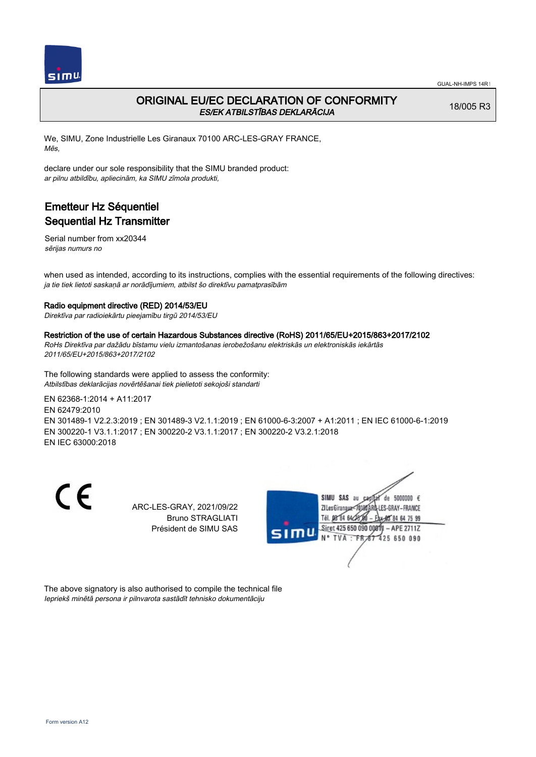GUAL-NH-IMPS 14R1

# ORIGINAL EU/EC DECLARATION OF CONFORMITY

*ES/EK ATBILSTĪBAS DEKLARĀCIJA*

18/005 R3

We, SIMU, Zone Industrielle Les Giranaux 70100 ARC-LES-GRAY FRANCE,
*Mēs,*

declare under our sole responsibility that the SIMU branded product:
*ar pilnu atbildību, apliecinām, ka SIMU zīmola produkti,*

## Emetteur Hz Séquentiel
## Sequential Hz Transmitter

Serial number from xx20344
*sērijas numurs no*

when used as intended, according to its instructions, complies with the essential requirements of the following directives:
*ja tie tiek lietoti saskaņā ar norādījumiem, atbilst šo direktīvu pamatprasībām*

**Radio equipment directive (RED) 2014/53/EU**
*Direktīva par radioiekārtu pieejamību tirgū 2014/53/EU*

**Restriction of the use of certain Hazardous Substances directive (RoHS) 2011/65/EU+2015/863+2017/2102**
*RoHs Direktīva par dažādu bīstamu vielu izmantošanas ierobežošanu elektriskās un elektroniskās iekārtās 2011/65/EU+2015/863+2017/2102*

The following standards were applied to assess the conformity:
*Atbilstības deklarācijas novērtēšanai tiek pielietoti sekojoši standarti*

EN 62368-1:2014 + A11:2017
EN 62479:2010
EN 301489-1 V2.2.3:2019 ; EN 301489-3 V2.1.1:2019 ; EN 61000-6-3:2007 + A1:2011 ; EN IEC 61000-6-1:2019
EN 300220-1 V3.1.1:2017 ; EN 300220-2 V3.1.1:2017 ; EN 300220-2 V3.2.1:2018
EN IEC 63000:2018

ARC-LES-GRAY, 2021/09/22
Bruno STRAGLIATI
Président de SIMU SAS

SIMU SAS au capital de 5000000 €
ZI Les Giranaux 70100 ARC-LES-GRAY – FRANCE
Tél. 03 84 64 75 00 – Fax 03 84 64 75 99
Siret 425 650 090 00011 – APE 2711Z
N° TVA : FR 87 425 650 090

The above signatory is also authorised to compile the technical file
*Iepriekš minētā persona ir pilnvarota sastādīt tehnisko dokumentāciju*

Form version A12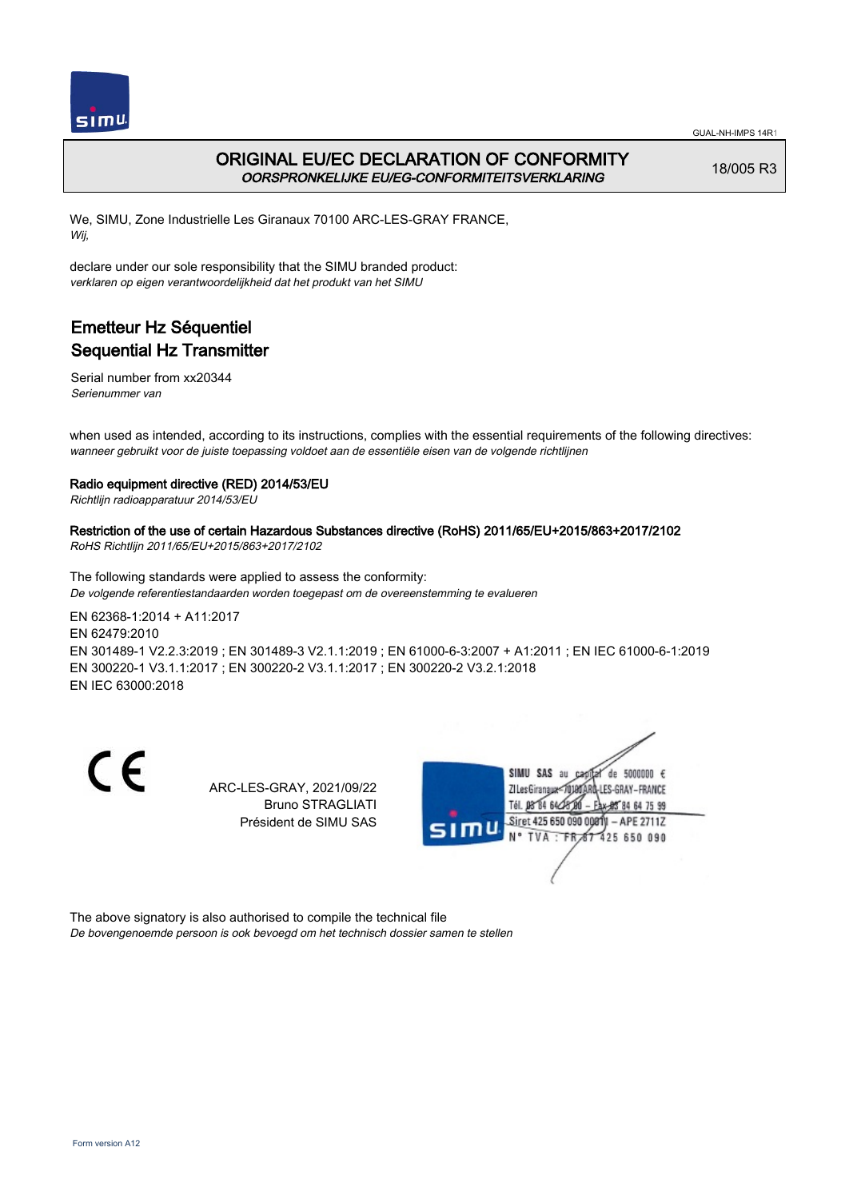GUAL-NH-IMPS 14R1

# ORIGINAL EU/EC DECLARATION OF CONFORMITY
*OORSPRONKELIJKE EU/EG-CONFORMITEITSVERKLARING*

18/005 R3

We, SIMU, Zone Industrielle Les Giranaux 70100 ARC-LES-GRAY FRANCE,
*Wij,*

declare under our sole responsibility that the SIMU branded product:
*verklaren op eigen verantwoordelijkheid dat het produkt van het SIMU*

## Emetteur Hz Séquentiel
## Sequential Hz Transmitter

Serial number from xx20344
*Serienummer van*

when used as intended, according to its instructions, complies with the essential requirements of the following directives:
*wanneer gebruikt voor de juiste toepassing voldoet aan de essentiële eisen van de volgende richtlijnen*

**Radio equipment directive (RED) 2014/53/EU**
*Richtlijn radioapparatuur 2014/53/EU*

**Restriction of the use of certain Hazardous Substances directive (RoHS) 2011/65/EU+2015/863+2017/2102**
*RoHS Richtlijn 2011/65/EU+2015/863+2017/2102*

The following standards were applied to assess the conformity:
*De volgende referentiestandaarden worden toegepast om de overeenstemming te evalueren*

EN 62368-1:2014 + A11:2017
EN 62479:2010
EN 301489-1 V2.2.3:2019 ; EN 301489-3 V2.1.1:2019 ; EN 61000-6-3:2007 + A1:2011 ; EN IEC 61000-6-1:2019
EN 300220-1 V3.1.1:2017 ; EN 300220-2 V3.1.1:2017 ; EN 300220-2 V3.2.1:2018
EN IEC 63000:2018

CE

ARC-LES-GRAY, 2021/09/22
Bruno STRAGLIATI
Président de SIMU SAS

SIMU SAS au capital de 5000000 €
ZI Les Giranaux 70100 ARC-LES-GRAY-FRANCE
Tél. 03 84 64 75 00 – Fax 03 84 64 75 99
Siret 425 650 090 00011 – APE 2711Z
N° TVA : FR 87 425 650 090

The above signatory is also authorised to compile the technical file
*De bovengenoemde persoon is ook bevoegd om het technisch dossier samen te stellen*

Form version A12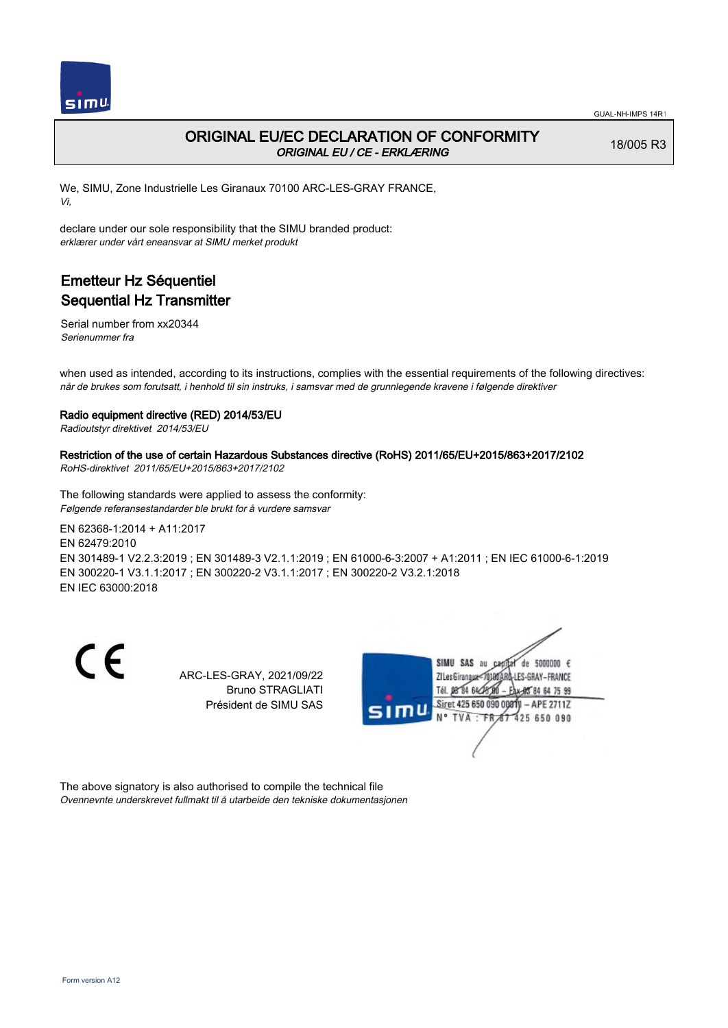GUAL-NH-IMPS 14R1

# ORIGINAL EU/EC DECLARATION OF CONFORMITY

*ORIGINAL EU / CE - ERKLÆRING*

18/005 R3

We, SIMU, Zone Industrielle Les Giranaux 70100 ARC-LES-GRAY FRANCE,
*Vi,*

declare under our sole responsibility that the SIMU branded product:
*erklærer under vårt eneansvar at SIMU merket produkt*

## Emetteur Hz Séquentiel
## Sequential Hz Transmitter

Serial number from xx20344
*Serienummer fra*

when used as intended, according to its instructions, complies with the essential requirements of the following directives:
*når de brukes som forutsatt, i henhold til sin instruks, i samsvar med de grunnlegende kravene i følgende direktiver*

**Radio equipment directive (RED) 2014/53/EU**
*Radioutstyr direktivet 2014/53/EU*

**Restriction of the use of certain Hazardous Substances directive (RoHS) 2011/65/EU+2015/863+2017/2102**
*RoHS-direktivet 2011/65/EU+2015/863+2017/2102*

The following standards were applied to assess the conformity:
*Følgende referansestandarder ble brukt for å vurdere samsvar*

EN 62368-1:2014 + A11:2017
EN 62479:2010
EN 301489-1 V2.2.3:2019 ; EN 301489-3 V2.1.1:2019 ; EN 61000-6-3:2007 + A1:2011 ; EN IEC 61000-6-1:2019
EN 300220-1 V3.1.1:2017 ; EN 300220-2 V3.1.1:2017 ; EN 300220-2 V3.2.1:2018
EN IEC 63000:2018

CE

ARC-LES-GRAY, 2021/09/22
Bruno STRAGLIATI
Président de SIMU SAS

SIMU SAS au capital de 5000000 €
ZI Les Giranaux 70100 ARC-LES-GRAY-FRANCE
Tél. 03 84 64 75 00 – Fax 03 84 64 75 99
Siret 425 650 090 00011 – APE 2711Z
N° TVA : FR 87 425 650 090

The above signatory is also authorised to compile the technical file
*Ovennevnte underskrevet fullmakt til å utarbeide den tekniske dokumentasjonen*

Form version A12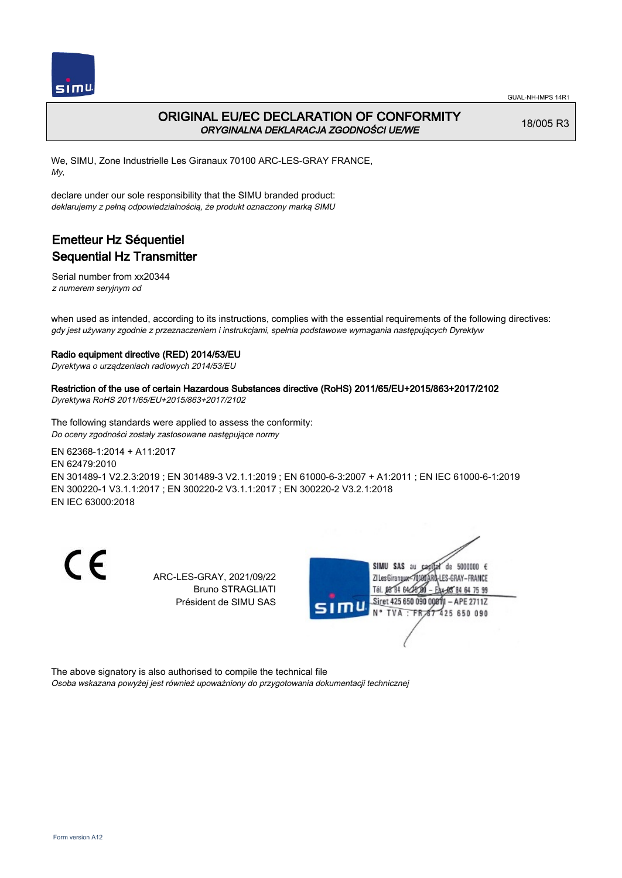GUAL-NH-IMPS 14R1

# ORIGINAL EU/EC DECLARATION OF CONFORMITY

*ORYGINALNA DEKLARACJA ZGODNOŚCI UE/WE*

18/005 R3

We, SIMU, Zone Industrielle Les Giranaux 70100 ARC-LES-GRAY FRANCE,
*My,*

declare under our sole responsibility that the SIMU branded product:
*deklarujemy z pełną odpowiedzialnością, że produkt oznaczony marką SIMU*

## Emetteur Hz Séquentiel
## Sequential Hz Transmitter

Serial number from xx20344
*z numerem seryjnym od*

when used as intended, according to its instructions, complies with the essential requirements of the following directives:
*gdy jest używany zgodnie z przeznaczeniem i instrukcjami, spełnia podstawowe wymagania następujących Dyrektyw*

**Radio equipment directive (RED) 2014/53/EU**
*Dyrektywa o urządzeniach radiowych 2014/53/EU*

**Restriction of the use of certain Hazardous Substances directive (RoHS) 2011/65/EU+2015/863+2017/2102**
*Dyrektywa RoHS 2011/65/EU+2015/863+2017/2102*

The following standards were applied to assess the conformity:
*Do oceny zgodności zostały zastosowane następujące normy*

EN 62368-1:2014 + A11:2017
EN 62479:2010
EN 301489-1 V2.2.3:2019 ; EN 301489-3 V2.1.1:2019 ; EN 61000-6-3:2007 + A1:2011 ; EN IEC 61000-6-1:2019
EN 300220-1 V3.1.1:2017 ; EN 300220-2 V3.1.1:2017 ; EN 300220-2 V3.2.1:2018
EN IEC 63000:2018

CE

ARC-LES-GRAY, 2021/09/22
Bruno STRAGLIATI
Président de SIMU SAS

SIMU SAS au capital de 5000000 €
ZI Les Giranaux 70100 ARC-LES-GRAY-FRANCE
Tél. 03 84 64 75 00 – Fax 03 84 64 75 99
Siret 425 650 090 00011 – APE 2711Z
N° TVA : FR 67 425 650 090

The above signatory is also authorised to compile the technical file
*Osoba wskazana powyżej jest również upoważniony do przygotowania dokumentacji technicznej*

Form version A12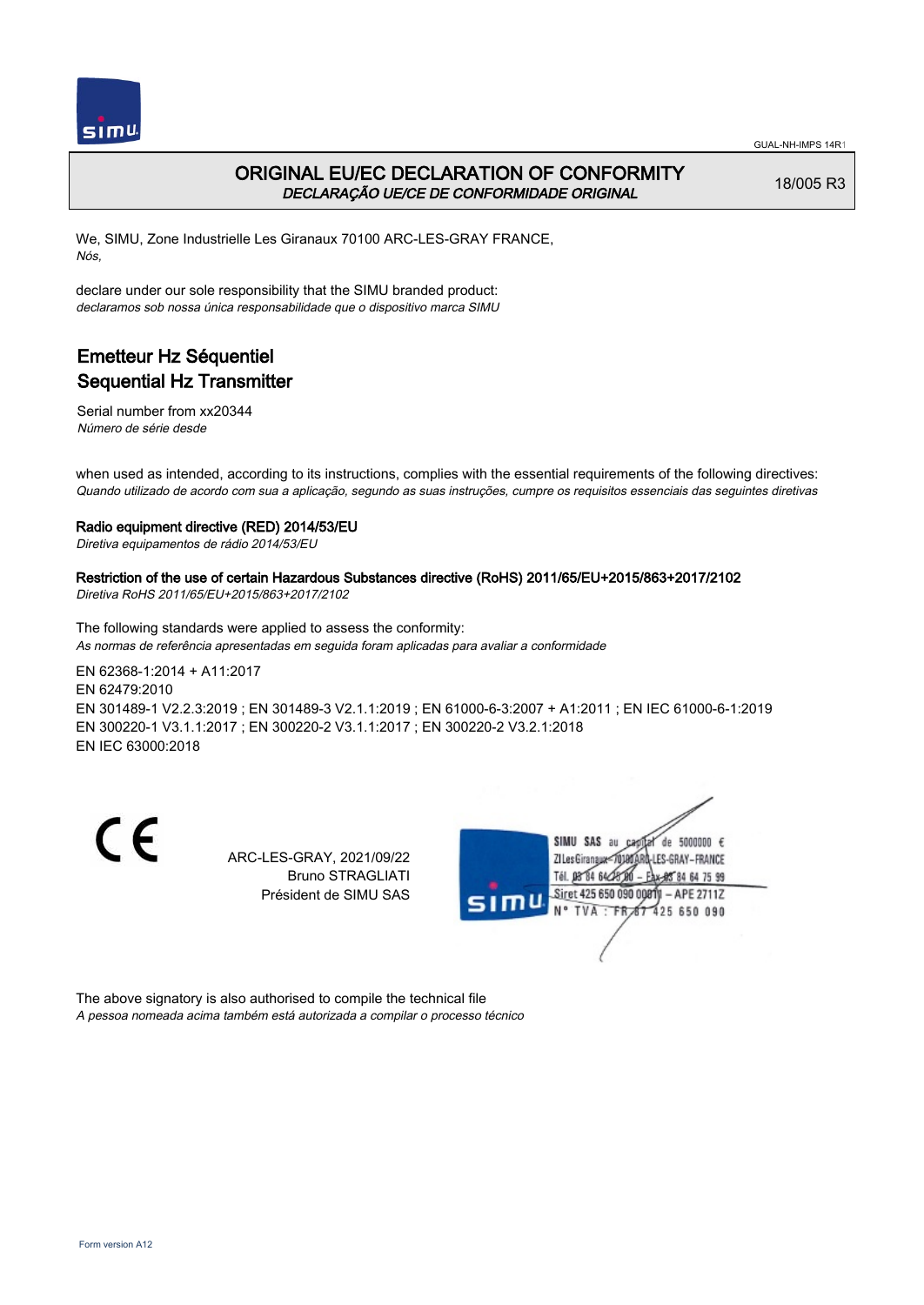GUAL-NH-IMPS 14R1

# ORIGINAL EU/EC DECLARATION OF CONFORMITY

*DECLARAÇÃO UE/CE DE CONFORMIDADE ORIGINAL*

18/005 R3

We, SIMU, Zone Industrielle Les Giranaux 70100 ARC-LES-GRAY FRANCE,
*Nós,*

declare under our sole responsibility that the SIMU branded product:
*declaramos sob nossa única responsabilidade que o dispositivo marca SIMU*

## Emetteur Hz Séquentiel
## Sequential Hz Transmitter

Serial number from xx20344
*Número de série desde*

when used as intended, according to its instructions, complies with the essential requirements of the following directives:
*Quando utilizado de acordo com sua a aplicação, segundo as suas instruções, cumpre os requisitos essenciais das seguintes diretivas*

**Radio equipment directive (RED) 2014/53/EU**
*Diretiva equipamentos de rádio 2014/53/EU*

**Restriction of the use of certain Hazardous Substances directive (RoHS) 2011/65/EU+2015/863+2017/2102**
*Diretiva RoHS 2011/65/EU+2015/863+2017/2102*

The following standards were applied to assess the conformity:
*As normas de referência apresentadas em seguida foram aplicadas para avaliar a conformidade*

EN 62368-1:2014 + A11:2017
EN 62479:2010
EN 301489-1 V2.2.3:2019 ; EN 301489-3 V2.1.1:2019 ; EN 61000-6-3:2007 + A1:2011 ; EN IEC 61000-6-1:2019
EN 300220-1 V3.1.1:2017 ; EN 300220-2 V3.1.1:2017 ; EN 300220-2 V3.2.1:2018
EN IEC 63000:2018

CE

ARC-LES-GRAY, 2021/09/22
Bruno STRAGLIATI
Président de SIMU SAS

SIMU SAS au capital de 5000000 €
ZI Les Giranaux 70100 ARC-LES-GRAY-FRANCE
Tél. 03 84 64 75 00 – Fax 03 84 64 75 99
Siret 425 650 090 00011 – APE 2711Z
N° TVA : FR 87 425 650 090

The above signatory is also authorised to compile the technical file
*A pessoa nomeada acima também está autorizada a compilar o processo técnico*

Form version A12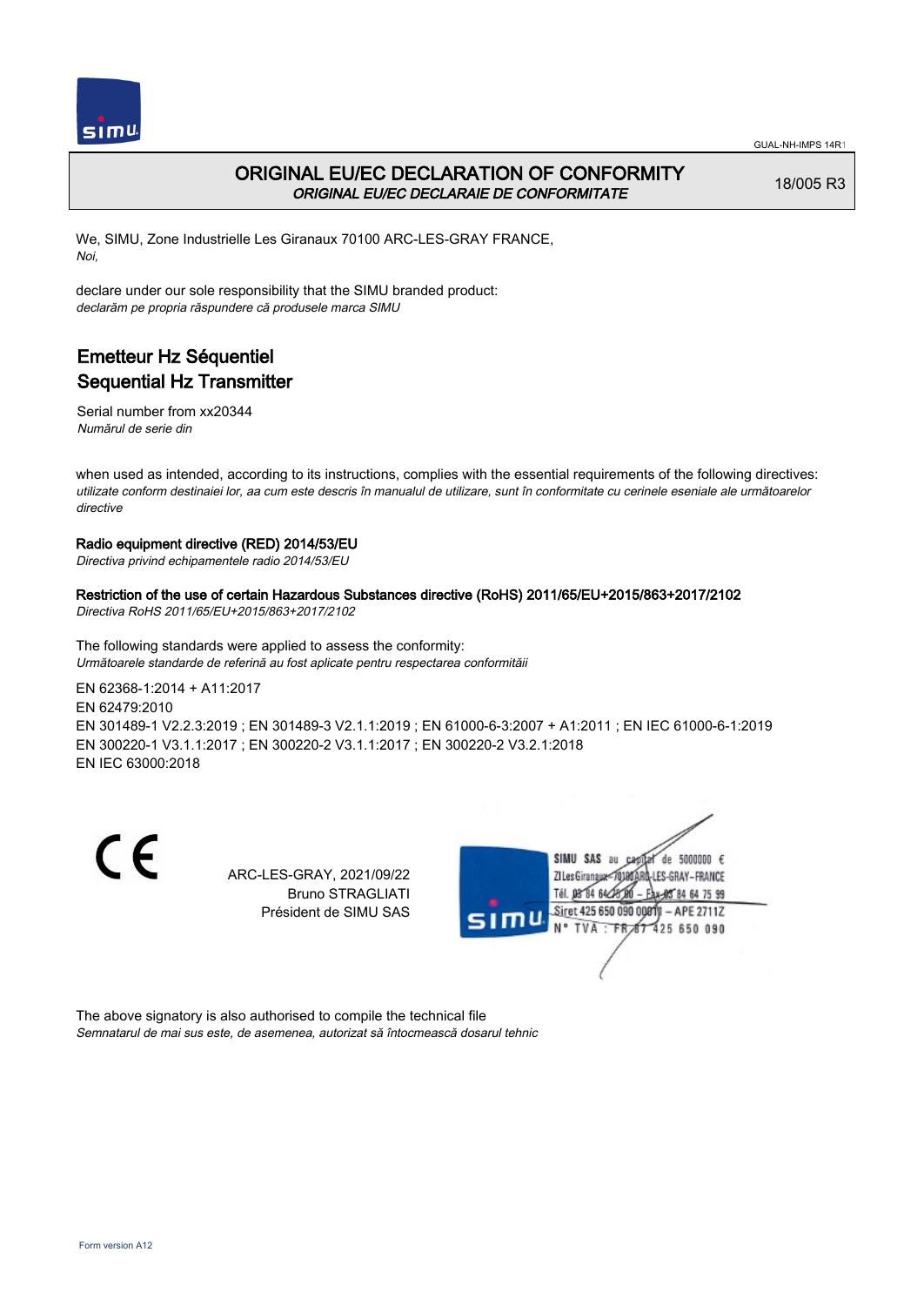# ORIGINAL EU/EC DECLARATION OF CONFORMITY

*ORIGINAL EU/EC DECLARAIE DE CONFORMITATE*

18/005 R3

We, SIMU, Zone Industrielle Les Giranaux 70100 ARC-LES-GRAY FRANCE,
*Noi,*

declare under our sole responsibility that the SIMU branded product:
*declarăm pe propria răspundere că produsele marca SIMU*

## Emetteur Hz Séquentiel
## Sequential Hz Transmitter

Serial number from xx20344
*Numărul de serie din*

when used as intended, according to its instructions, complies with the essential requirements of the following directives:
*utilizate conform destinaiei lor, aa cum este descris în manualul de utilizare, sunt în conformitate cu cerinele eseniale ale următoarelor directive*

**Radio equipment directive (RED) 2014/53/EU**
*Directiva privind echipamentele radio 2014/53/EU*

**Restriction of the use of certain Hazardous Substances directive (RoHS) 2011/65/EU+2015/863+2017/2102**
*Directiva RoHS 2011/65/EU+2015/863+2017/2102*

The following standards were applied to assess the conformity:
*Următoarele standarde de referină au fost aplicate pentru respectarea conformităii*

EN 62368-1:2014 + A11:2017
EN 62479:2010
EN 301489-1 V2.2.3:2019 ; EN 301489-3 V2.1.1:2019 ; EN 61000-6-3:2007 + A1:2011 ; EN IEC 61000-6-1:2019
EN 300220-1 V3.1.1:2017 ; EN 300220-2 V3.1.1:2017 ; EN 300220-2 V3.2.1:2018
EN IEC 63000:2018

ARC-LES-GRAY, 2021/09/22
Bruno STRAGLIATI
Président de SIMU SAS

SIMU SAS au capital de 5000000 €
ZI Les Giranaux 70100 ARC-LES-GRAY-FRANCE
Tél. 03 84 64 75 00 – Fax 03 84 64 75 99
Siret 425 650 090 00011 – APE 2711Z
N° TVA : FR 87 425 650 090

The above signatory is also authorised to compile the technical file
*Semnatarul de mai sus este, de asemenea, autorizat să întocmească dosarul tehnic*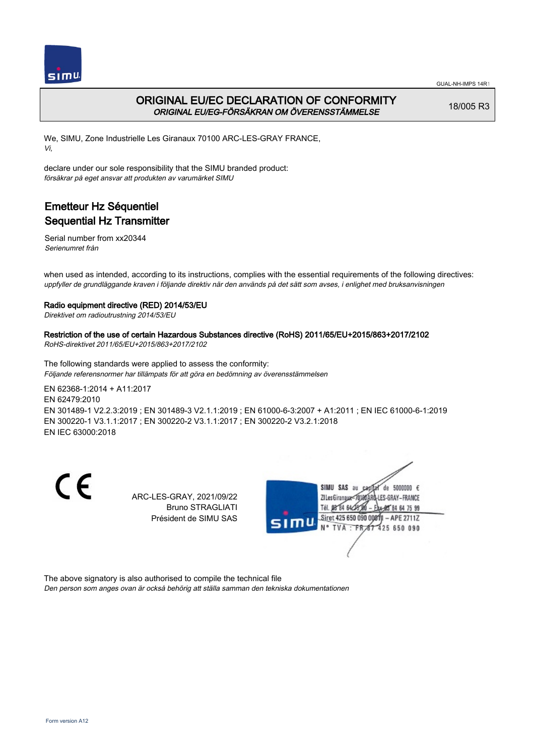# ORIGINAL EU/EC DECLARATION OF CONFORMITY
*ORIGINAL EU/EG-FÖRSÄKRAN OM ÖVERENSSTÄMMELSE*

18/005 R3

We, SIMU, Zone Industrielle Les Giranaux 70100 ARC-LES-GRAY FRANCE,
*Vi,*

declare under our sole responsibility that the SIMU branded product:
*försäkrar på eget ansvar att produkten av varumärket SIMU*

## Emetteur Hz Séquentiel
## Sequential Hz Transmitter

Serial number from xx20344
*Serienumret från*

when used as intended, according to its instructions, complies with the essential requirements of the following directives:
*uppfyller de grundläggande kraven i följande direktiv när den används på det sätt som avses, i enlighet med bruksanvisningen*

**Radio equipment directive (RED) 2014/53/EU**
*Direktivet om radioutrustning 2014/53/EU*

**Restriction of the use of certain Hazardous Substances directive (RoHS) 2011/65/EU+2015/863+2017/2102**
*RoHS-direktivet 2011/65/EU+2015/863+2017/2102*

The following standards were applied to assess the conformity:
*Följande referensnormer har tillämpats för att göra en bedömning av överensstämmelsen*

EN 62368-1:2014 + A11:2017
EN 62479:2010
EN 301489-1 V2.2.3:2019 ; EN 301489-3 V2.1.1:2019 ; EN 61000-6-3:2007 + A1:2011 ; EN IEC 61000-6-1:2019
EN 300220-1 V3.1.1:2017 ; EN 300220-2 V3.1.1:2017 ; EN 300220-2 V3.2.1:2018
EN IEC 63000:2018

CE

ARC-LES-GRAY, 2021/09/22
Bruno STRAGLIATI
Président de SIMU SAS

SIMU SAS au capital de 5000000 €
ZI Les Giranaux 70100 ARC-LES-GRAY-FRANCE
Tél. 03 84 64 75 00 – Fax 03 84 64 75 99
Siret 425 650 090 00011 – APE 2711Z
N° TVA : FR 87 425 650 090

The above signatory is also authorised to compile the technical file
*Den person som anges ovan är också behörig att ställa samman den tekniska dokumentationen*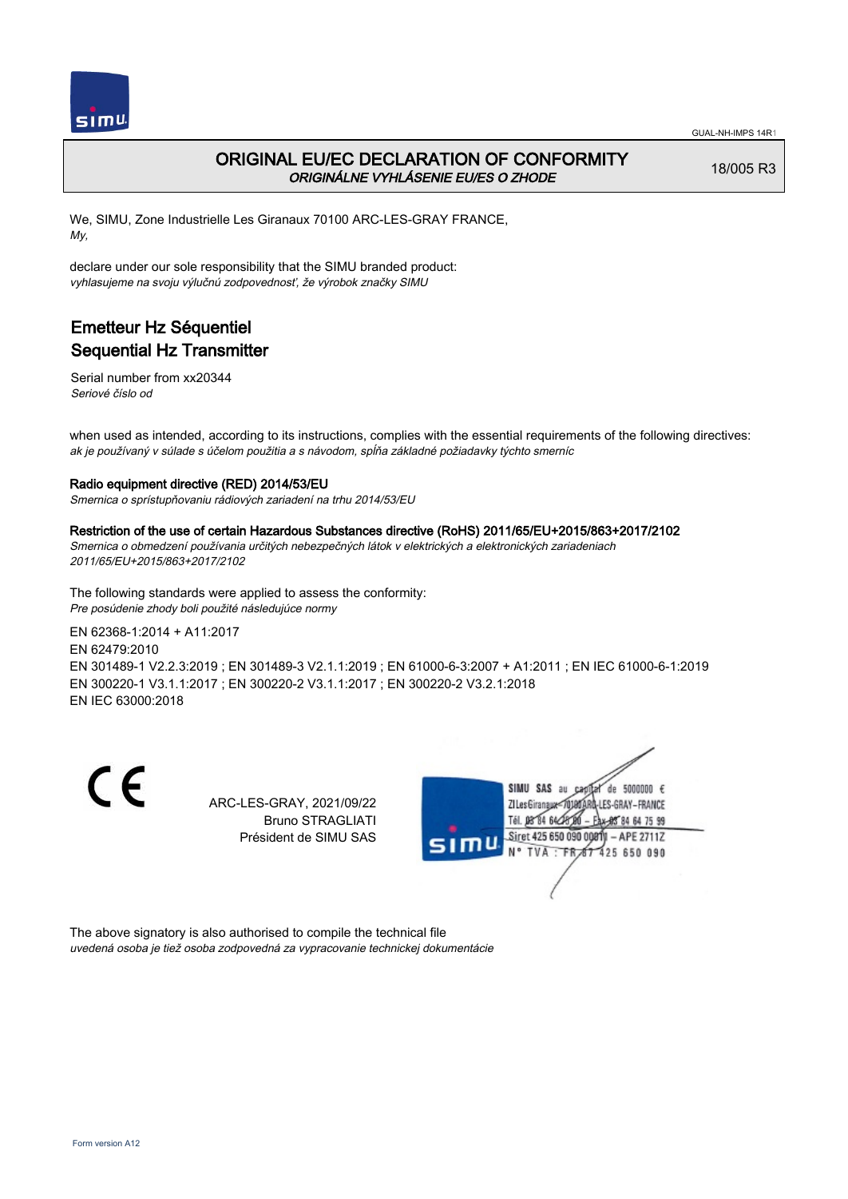GUAL-NH-IMPS 14R1

# ORIGINAL EU/EC DECLARATION OF CONFORMITY
*ORIGINÁLNE VYHLÁSENIE EU/ES O ZHODE*

18/005 R3

We, SIMU, Zone Industrielle Les Giranaux 70100 ARC-LES-GRAY FRANCE,
*My,*

declare under our sole responsibility that the SIMU branded product:
*vyhlasujeme na svoju výlučnú zodpovednosť, že výrobok značky SIMU*

## Emetteur Hz Séquentiel
## Sequential Hz Transmitter

Serial number from xx20344
*Seriové číslo od*

when used as intended, according to its instructions, complies with the essential requirements of the following directives:
*ak je používaný v súlade s účelom použitia a s návodom, spĺňa základné požiadavky týchto smerníc*

**Radio equipment directive (RED) 2014/53/EU**
*Smernica o sprístupňovaniu rádiových zariadení na trhu 2014/53/EU*

**Restriction of the use of certain Hazardous Substances directive (RoHS) 2011/65/EU+2015/863+2017/2102**
*Smernica o obmedzení používania určitých nebezpečných látok v elektrických a elektronických zariadeniach 2011/65/EU+2015/863+2017/2102*

The following standards were applied to assess the conformity:
*Pre posúdenie zhody boli použité následujúce normy*

EN 62368-1:2014 + A11:2017
EN 62479:2010
EN 301489-1 V2.2.3:2019 ; EN 301489-3 V2.1.1:2019 ; EN 61000-6-3:2007 + A1:2011 ; EN IEC 61000-6-1:2019
EN 300220-1 V3.1.1:2017 ; EN 300220-2 V3.1.1:2017 ; EN 300220-2 V3.2.1:2018
EN IEC 63000:2018

CE

ARC-LES-GRAY, 2021/09/22
Bruno STRAGLIATI
Président de SIMU SAS

SIMU SAS au capital de 5000000 €
ZI Les Giranaux 70100 ARC-LES-GRAY-FRANCE
Tél. 03 84 64 75 00 – Fax 03 84 64 75 99
Siret 425 650 090 00011 – APE 2711Z
N° TVA : FR 87 425 650 090

The above signatory is also authorised to compile the technical file
*uvedená osoba je tiež osoba zodpovedná za vypracovanie technickej dokumentácie*

Form version A12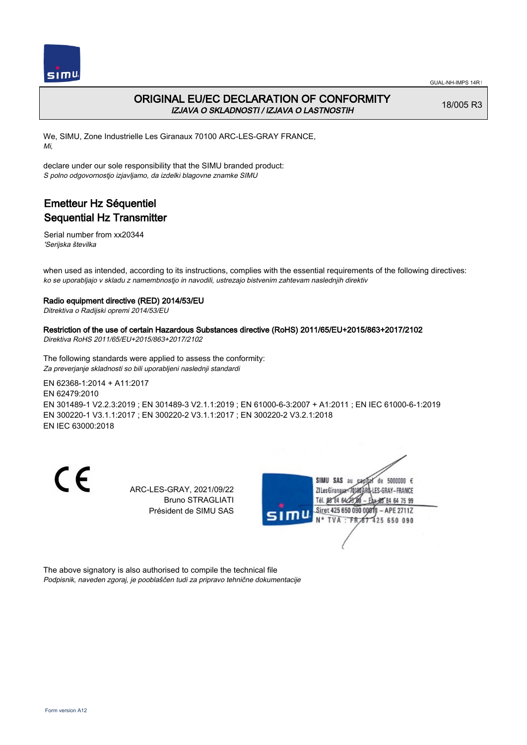# ORIGINAL EU/EC DECLARATION OF CONFORMITY

*IZJAVA O SKLADNOSTI / IZJAVA O LASTNOSTIH*

18/005 R3

We, SIMU, Zone Industrielle Les Giranaux 70100 ARC-LES-GRAY FRANCE,
*Mi,*

declare under our sole responsibility that the SIMU branded product:
*S polno odgovornostjo izjavljamo, da izdelki blagovne znamke SIMU*

## Emetteur Hz Séquentiel
## Sequential Hz Transmitter

Serial number from xx20344
*'Serijska številka*

when used as intended, according to its instructions, complies with the essential requirements of the following directives:
*ko se uporabljajo v skladu z namembnostjo in navodili, ustrezajo bistvenim zahtevam naslednjih direktiv*

**Radio equipment directive (RED) 2014/53/EU**
*Ditrektiva o Radijski opremi 2014/53/EU*

**Restriction of the use of certain Hazardous Substances directive (RoHS) 2011/65/EU+2015/863+2017/2102**
*Direktiva RoHS 2011/65/EU+2015/863+2017/2102*

The following standards were applied to assess the conformity:
*Za preverjanje skladnosti so bili uporabljeni naslednji standardi*

EN 62368-1:2014 + A11:2017
EN 62479:2010
EN 301489-1 V2.2.3:2019 ; EN 301489-3 V2.1.1:2019 ; EN 61000-6-3:2007 + A1:2011 ; EN IEC 61000-6-1:2019
EN 300220-1 V3.1.1:2017 ; EN 300220-2 V3.1.1:2017 ; EN 300220-2 V3.2.1:2018
EN IEC 63000:2018

CE

ARC-LES-GRAY, 2021/09/22
Bruno STRAGLIATI
Président de SIMU SAS

SIMU SAS au capital de 5000000 €
ZI Les Giranaux 70100 ARC-LES-GRAY-FRANCE
Tél. 03 84 64 75 00 – Fax 03 84 64 75 99
Siret 425 650 090 00011 – APE 2711Z
N° TVA : FR 87 425 650 090

The above signatory is also authorised to compile the technical file
*Podpisnik, naveden zgoraj, je pooblaščen tudi za pripravo tehnične dokumentacije*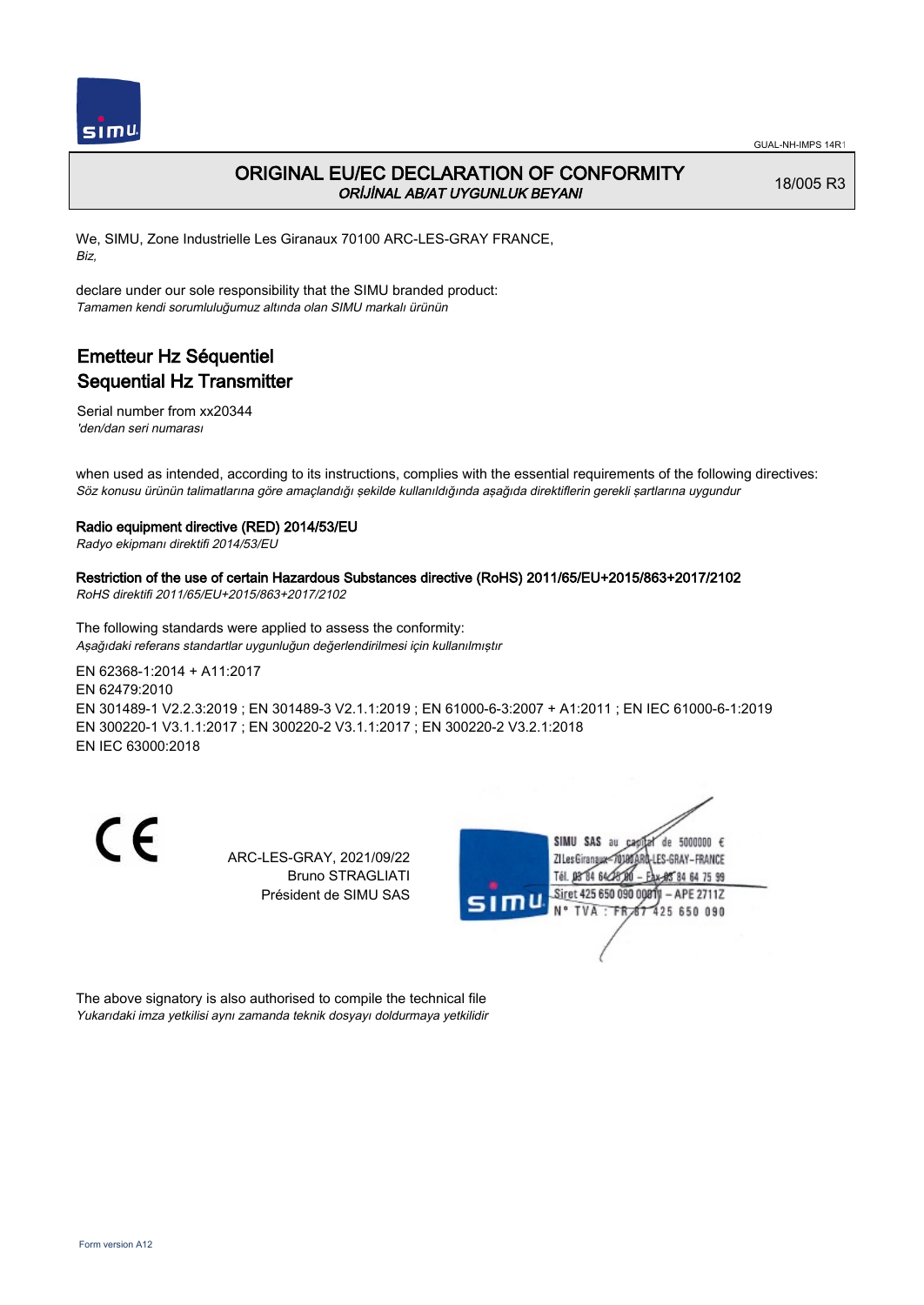GUAL-NH-IMPS 14R1

# ORIGINAL EU/EC DECLARATION OF CONFORMITY

*ORİJİNAL AB/AT UYGUNLUK BEYANI*

18/005 R3

We, SIMU, Zone Industrielle Les Giranaux 70100 ARC-LES-GRAY FRANCE,
*Biz,*

declare under our sole responsibility that the SIMU branded product:
*Tamamen kendi sorumluluğumuz altında olan SIMU markalı ürünün*

## Emetteur Hz Séquentiel
## Sequential Hz Transmitter

Serial number from xx20344
*'den/dan seri numarası*

when used as intended, according to its instructions, complies with the essential requirements of the following directives:
*Söz konusu ürünün talimatlarına göre amaçlandığı şekilde kullanıldığında aşağıda direktiflerin gerekli şartlarına uygundur*

**Radio equipment directive (RED) 2014/53/EU**
*Radyo ekipmanı direktifi 2014/53/EU*

**Restriction of the use of certain Hazardous Substances directive (RoHS) 2011/65/EU+2015/863+2017/2102**
*RoHS direktifi 2011/65/EU+2015/863+2017/2102*

The following standards were applied to assess the conformity:
*Aşağıdaki referans standartlar uygunluğun değerlendirilmesi için kullanılmıştır*

EN 62368-1:2014 + A11:2017
EN 62479:2010
EN 301489-1 V2.2.3:2019 ; EN 301489-3 V2.1.1:2019 ; EN 61000-6-3:2007 + A1:2011 ; EN IEC 61000-6-1:2019
EN 300220-1 V3.1.1:2017 ; EN 300220-2 V3.1.1:2017 ; EN 300220-2 V3.2.1:2018
EN IEC 63000:2018

CE

ARC-LES-GRAY, 2021/09/22
Bruno STRAGLIATI
Président de SIMU SAS

SIMU SAS au capital de 5000000 €
ZI Les Giranaux 70100 ARC-LES-GRAY-FRANCE
Tél. 03 84 64 75 00 – Fax 03 84 64 75 99
Siret 425 650 090 00011 – APE 2711Z
N° TVA : FR 87 425 650 090

The above signatory is also authorised to compile the technical file
*Yukarıdaki imza yetkilisi aynı zamanda teknik dosyayı doldurmaya yetkilidir*

Form version A12